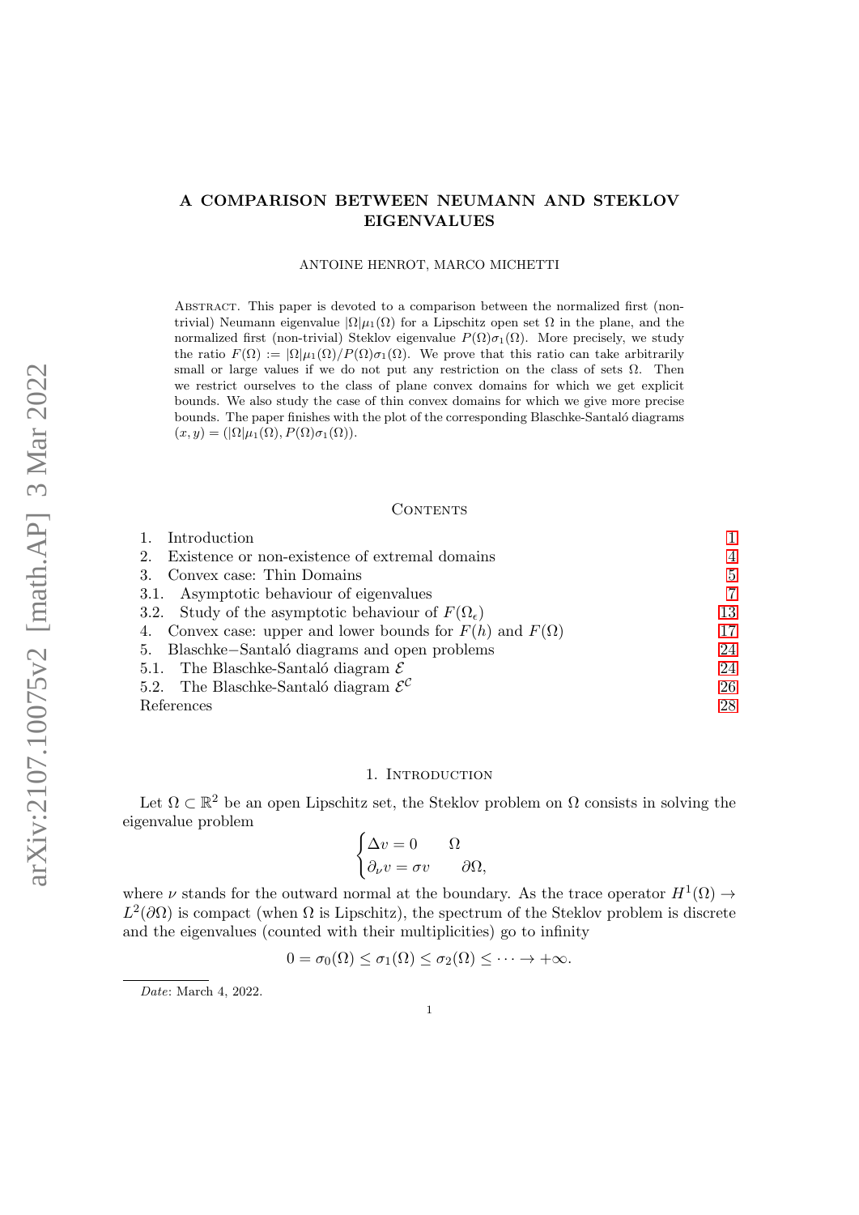# A COMPARISON BETWEEN NEUMANN AND STEKLOV EIGENVALUES

ANTOINE HENROT, MARCO MICHETTI

Abstract. This paper is devoted to a comparison between the normalized first (non-trivial) Neumann eigenvalue $|\Omega|\mu_1(\Omega)$ for a Lipschitz open set $\Omega$ in the plane, and the normalized first (non-trivial) Steklov eigenvalue $P(\Omega)\sigma_1(\Omega)$. More precisely, we study the ratio $F(\Omega) := |\Omega|\mu_1(\Omega)/P(\Omega)\sigma_1(\Omega)$. We prove that this ratio can take arbitrarily small or large values if we do not put any restriction on the class of sets $\Omega$. Then we restrict ourselves to the class of plane convex domains for which we get explicit bounds. We also study the case of thin convex domains for which we give more precise bounds. The paper finishes with the plot of the corresponding Blaschke-Santaló diagrams $(x, y) = (|\Omega|\mu_1(\Omega), P(\Omega)\sigma_1(\Omega))$.

## Contents

1. Introduction — 1
2. Existence or non-existence of extremal domains — 4
3. Convex case: Thin Domains — 5
   - 3.1. Asymptotic behaviour of eigenvalues — 7
   - 3.2. Study of the asymptotic behaviour of $F(\Omega_\epsilon)$ — 13
4. Convex case: upper and lower bounds for $F(h)$ and $F(\Omega)$ — 17
5. Blaschke−Santaló diagrams and open problems — 24
   - 5.1. The Blaschke-Santaló diagram $\mathcal{E}$ — 24
   - 5.2. The Blaschke-Santaló diagram $\mathcal{E}^{\mathcal{C}}$ — 26

References — 28

## 1. Introduction

Let $\Omega \subset \mathbb{R}^2$ be an open Lipschitz set, the Steklov problem on $\Omega$ consists in solving the eigenvalue problem

$$\begin{cases} \Delta v = 0 & \Omega \\ \partial_\nu v = \sigma v & \partial\Omega, \end{cases}$$

where $\nu$ stands for the outward normal at the boundary. As the trace operator $H^1(\Omega) \to L^2(\partial\Omega)$ is compact (when $\Omega$ is Lipschitz), the spectrum of the Steklov problem is discrete and the eigenvalues (counted with their multiplicities) go to infinity

$$0 = \sigma_0(\Omega) \leq \sigma_1(\Omega) \leq \sigma_2(\Omega) \leq \cdots \to +\infty.$$

*Date*: March 4, 2022.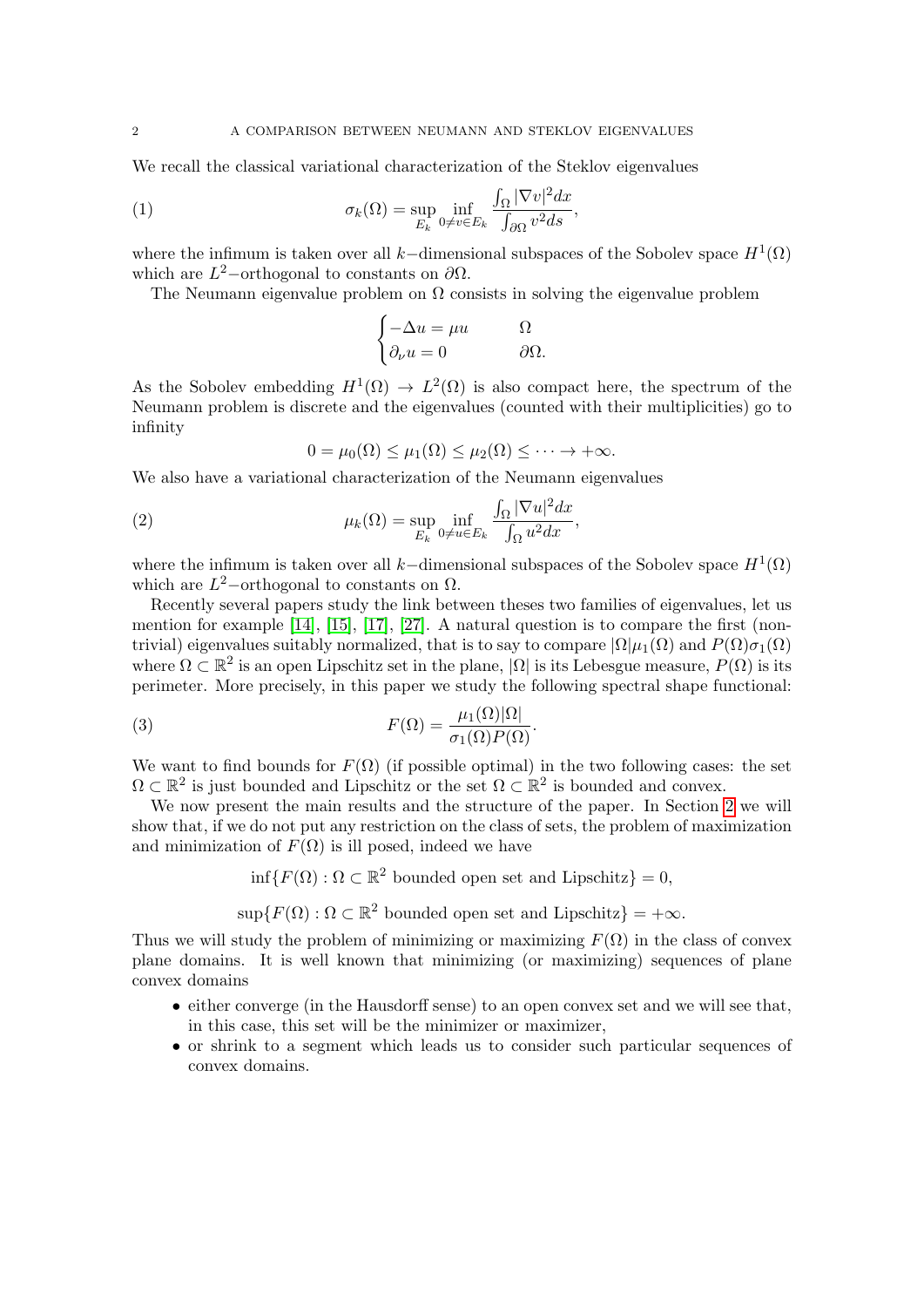We recall the classical variational characterization of the Steklov eigenvalues

$$\sigma_k(\Omega) = \sup_{E_k} \inf_{0 \neq v \in E_k} \frac{\int_\Omega |\nabla v|^2 dx}{\int_{\partial\Omega} v^2 ds}, \tag{1}$$

where the infimum is taken over all $k-$dimensional subspaces of the Sobolev space $H^1(\Omega)$ which are $L^2-$orthogonal to constants on $\partial\Omega$.

The Neumann eigenvalue problem on $\Omega$ consists in solving the eigenvalue problem

$$\begin{cases} -\Delta u = \mu u & \Omega \\ \partial_\nu u = 0 & \partial\Omega. \end{cases}$$

As the Sobolev embedding $H^1(\Omega) \to L^2(\Omega)$ is also compact here, the spectrum of the Neumann problem is discrete and the eigenvalues (counted with their multiplicities) go to infinity

$$0 = \mu_0(\Omega) \leq \mu_1(\Omega) \leq \mu_2(\Omega) \leq \cdots \to +\infty.$$

We also have a variational characterization of the Neumann eigenvalues

$$\mu_k(\Omega) = \sup_{E_k} \inf_{0 \neq u \in E_k} \frac{\int_\Omega |\nabla u|^2 dx}{\int_\Omega u^2 dx}, \tag{2}$$

where the infimum is taken over all $k-$dimensional subspaces of the Sobolev space $H^1(\Omega)$ which are $L^2-$orthogonal to constants on $\Omega$.

Recently several papers study the link between theses two families of eigenvalues, let us mention for example [14], [15], [17], [27]. A natural question is to compare the first (non-trivial) eigenvalues suitably normalized, that is to say to compare $|\Omega|\mu_1(\Omega)$ and $P(\Omega)\sigma_1(\Omega)$ where $\Omega \subset \mathbb{R}^2$ is an open Lipschitz set in the plane, $|\Omega|$ is its Lebesgue measure, $P(\Omega)$ is its perimeter. More precisely, in this paper we study the following spectral shape functional:

$$F(\Omega) = \frac{\mu_1(\Omega)|\Omega|}{\sigma_1(\Omega)P(\Omega)}. \tag{3}$$

We want to find bounds for $F(\Omega)$ (if possible optimal) in the two following cases: the set $\Omega \subset \mathbb{R}^2$ is just bounded and Lipschitz or the set $\Omega \subset \mathbb{R}^2$ is bounded and convex.

We now present the main results and the structure of the paper. In Section 2 we will show that, if we do not put any restriction on the class of sets, the problem of maximization and minimization of $F(\Omega)$ is ill posed, indeed we have

$$\inf\{F(\Omega) : \Omega \subset \mathbb{R}^2 \text{ bounded open set and Lipschitz}\} = 0,$$

$$\sup\{F(\Omega) : \Omega \subset \mathbb{R}^2 \text{ bounded open set and Lipschitz}\} = +\infty.$$

Thus we will study the problem of minimizing or maximizing $F(\Omega)$ in the class of convex plane domains. It is well known that minimizing (or maximizing) sequences of plane convex domains

- either converge (in the Hausdorff sense) to an open convex set and we will see that, in this case, this set will be the minimizer or maximizer,
- or shrink to a segment which leads us to consider such particular sequences of convex domains.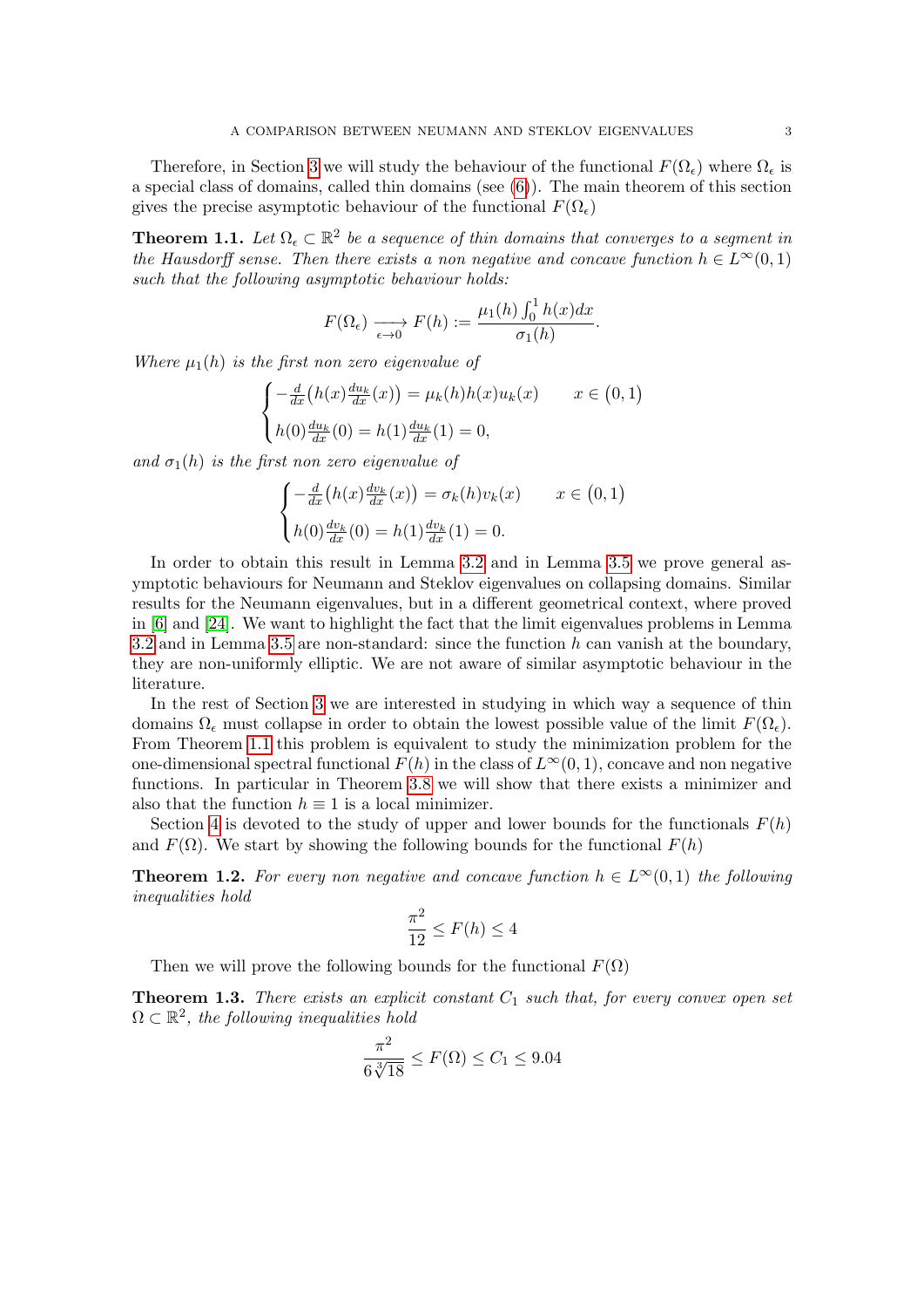Therefore, in Section 3 we will study the behaviour of the functional $F(\Omega_\epsilon)$ where $\Omega_\epsilon$ is a special class of domains, called thin domains (see (6)). The main theorem of this section gives the precise asymptotic behaviour of the functional $F(\Omega_\epsilon)$

**Theorem 1.1.** *Let $\Omega_\epsilon \subset \mathbb{R}^2$ be a sequence of thin domains that converges to a segment in the Hausdorff sense. Then there exists a non negative and concave function $h \in L^\infty(0,1)$ such that the following asymptotic behaviour holds:*

$$F(\Omega_\epsilon) \xrightarrow[\epsilon \to 0]{} F(h) := \frac{\mu_1(h) \int_0^1 h(x)dx}{\sigma_1(h)}.$$

*Where $\mu_1(h)$ is the first non zero eigenvalue of*

$$\begin{cases} -\frac{d}{dx}\big(h(x)\frac{du_k}{dx}(x)\big) = \mu_k(h)h(x)u_k(x) & x \in \big(0,1\big) \\ h(0)\frac{du_k}{dx}(0) = h(1)\frac{du_k}{dx}(1) = 0, \end{cases}$$

*and $\sigma_1(h)$ is the first non zero eigenvalue of*

$$\begin{cases} -\frac{d}{dx}\big(h(x)\frac{dv_k}{dx}(x)\big) = \sigma_k(h)v_k(x) & x \in \big(0,1\big) \\ h(0)\frac{dv_k}{dx}(0) = h(1)\frac{dv_k}{dx}(1) = 0. \end{cases}$$

In order to obtain this result in Lemma 3.2 and in Lemma 3.5 we prove general asymptotic behaviours for Neumann and Steklov eigenvalues on collapsing domains. Similar results for the Neumann eigenvalues, but in a different geometrical context, where proved in [6] and [24]. We want to highlight the fact that the limit eigenvalues problems in Lemma 3.2 and in Lemma 3.5 are non-standard: since the function $h$ can vanish at the boundary, they are non-uniformly elliptic. We are not aware of similar asymptotic behaviour in the literature.

In the rest of Section 3 we are interested in studying in which way a sequence of thin domains $\Omega_\epsilon$ must collapse in order to obtain the lowest possible value of the limit $F(\Omega_\epsilon)$. From Theorem 1.1 this problem is equivalent to study the minimization problem for the one-dimensional spectral functional $F(h)$ in the class of $L^\infty(0,1)$, concave and non negative functions. In particular in Theorem 3.8 we will show that there exists a minimizer and also that the function $h \equiv 1$ is a local minimizer.

Section 4 is devoted to the study of upper and lower bounds for the functionals $F(h)$ and $F(\Omega)$. We start by showing the following bounds for the functional $F(h)$

**Theorem 1.2.** *For every non negative and concave function $h \in L^\infty(0,1)$ the following inequalities hold*

$$\frac{\pi^2}{12} \leq F(h) \leq 4$$

Then we will prove the following bounds for the functional $F(\Omega)$

**Theorem 1.3.** *There exists an explicit constant $C_1$ such that, for every convex open set $\Omega \subset \mathbb{R}^2$, the following inequalities hold*

$$\frac{\pi^2}{6\sqrt[3]{18}} \leq F(\Omega) \leq C_1 \leq 9.04$$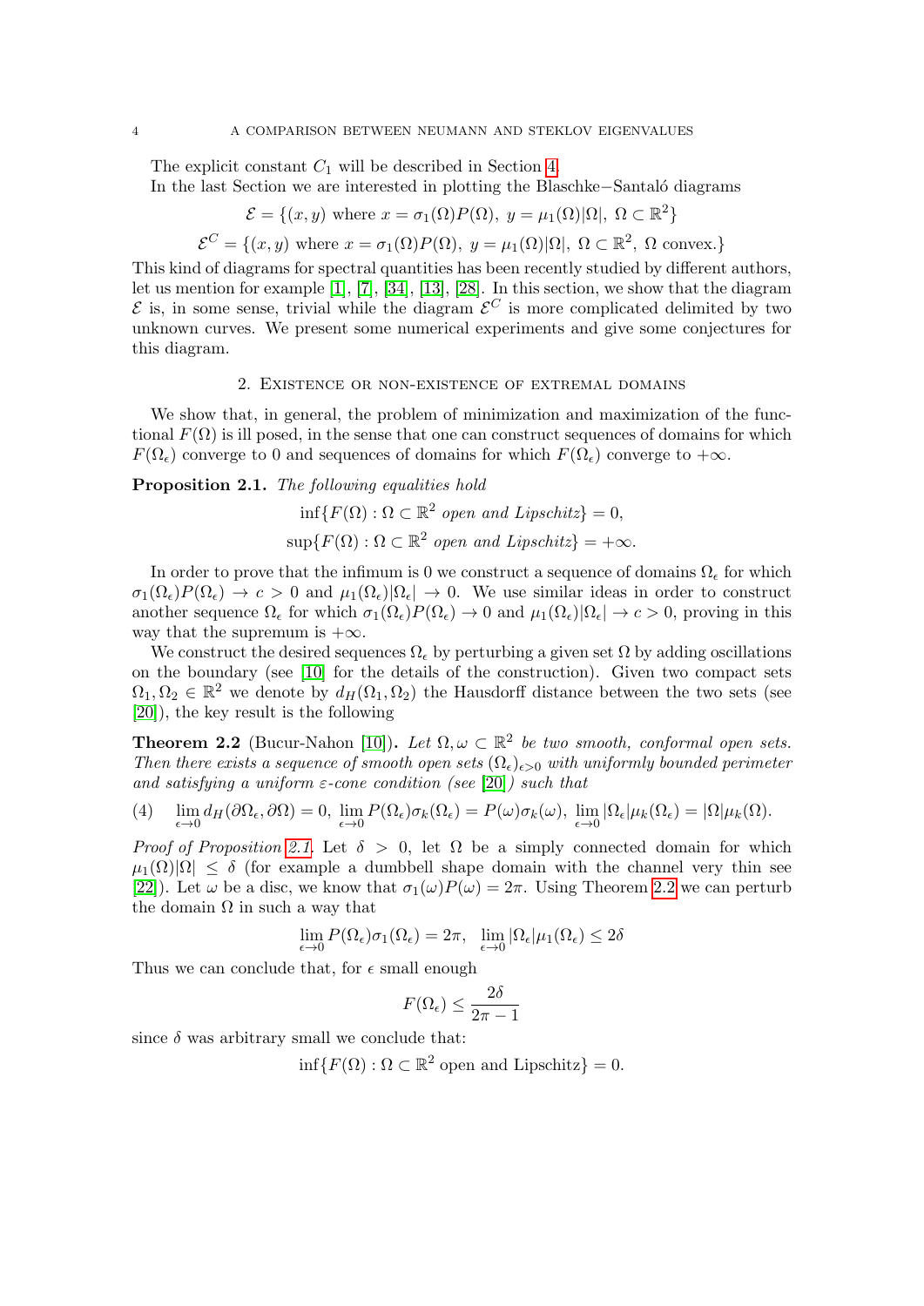The explicit constant $C_1$ will be described in Section 4.

In the last Section we are interested in plotting the Blaschke−Santaló diagrams

$$\mathcal{E} = \{(x, y) \text{ where } x = \sigma_1(\Omega)P(\Omega),\ y = \mu_1(\Omega)|\Omega|,\ \Omega \subset \mathbb{R}^2\}$$

$$\mathcal{E}^C = \{(x, y) \text{ where } x = \sigma_1(\Omega)P(\Omega),\ y = \mu_1(\Omega)|\Omega|,\ \Omega \subset \mathbb{R}^2,\ \Omega \text{ convex.}\}$$

This kind of diagrams for spectral quantities has been recently studied by different authors, let us mention for example [1], [7], [34], [13], [28]. In this section, we show that the diagram $\mathcal{E}$ is, in some sense, trivial while the diagram $\mathcal{E}^C$ is more complicated delimited by two unknown curves. We present some numerical experiments and give some conjectures for this diagram.

## 2. Existence or non-existence of extremal domains

We show that, in general, the problem of minimization and maximization of the functional $F(\Omega)$ is ill posed, in the sense that one can construct sequences of domains for which $F(\Omega_\epsilon)$ converge to 0 and sequences of domains for which $F(\Omega_\epsilon)$ converge to $+\infty$.

**Proposition 2.1.** *The following equalities hold*

$$\inf\{F(\Omega) : \Omega \subset \mathbb{R}^2 \textit{ open and Lipschitz}\} = 0,$$

$$\sup\{F(\Omega) : \Omega \subset \mathbb{R}^2 \textit{ open and Lipschitz}\} = +\infty.$$

In order to prove that the infimum is 0 we construct a sequence of domains $\Omega_\epsilon$ for which $\sigma_1(\Omega_\epsilon)P(\Omega_\epsilon) \to c > 0$ and $\mu_1(\Omega_\epsilon)|\Omega_\epsilon| \to 0$. We use similar ideas in order to construct another sequence $\Omega_\epsilon$ for which $\sigma_1(\Omega_\epsilon)P(\Omega_\epsilon) \to 0$ and $\mu_1(\Omega_\epsilon)|\Omega_\epsilon| \to c > 0$, proving in this way that the supremum is $+\infty$.

We construct the desired sequences $\Omega_\epsilon$ by perturbing a given set $\Omega$ by adding oscillations on the boundary (see [10] for the details of the construction). Given two compact sets $\Omega_1, \Omega_2 \in \mathbb{R}^2$ we denote by $d_H(\Omega_1, \Omega_2)$ the Hausdorff distance between the two sets (see [20]), the key result is the following

**Theorem 2.2** (Bucur-Nahon [10]). *Let $\Omega, \omega \subset \mathbb{R}^2$ be two smooth, conformal open sets. Then there exists a sequence of smooth open sets $(\Omega_\epsilon)_{\epsilon>0}$ with uniformly bounded perimeter and satisfying a uniform $\varepsilon$-cone condition (see [20]) such that*

$$\lim_{\epsilon\to 0} d_H(\partial\Omega_\epsilon, \partial\Omega) = 0,\ \lim_{\epsilon\to 0} P(\Omega_\epsilon)\sigma_k(\Omega_\epsilon) = P(\omega)\sigma_k(\omega),\ \lim_{\epsilon\to 0} |\Omega_\epsilon|\mu_k(\Omega_\epsilon) = |\Omega|\mu_k(\Omega). \tag{4}$$

*Proof of Proposition 2.1.* Let $\delta > 0$, let $\Omega$ be a simply connected domain for which $\mu_1(\Omega)|\Omega| \leq \delta$ (for example a dumbbell shape domain with the channel very thin see [22]). Let $\omega$ be a disc, we know that $\sigma_1(\omega)P(\omega) = 2\pi$. Using Theorem 2.2 we can perturb the domain $\Omega$ in such a way that

$$\lim_{\epsilon\to 0} P(\Omega_\epsilon)\sigma_1(\Omega_\epsilon) = 2\pi,\quad \lim_{\epsilon\to 0} |\Omega_\epsilon|\mu_1(\Omega_\epsilon) \leq 2\delta$$

Thus we can conclude that, for $\epsilon$ small enough

$$F(\Omega_\epsilon) \leq \frac{2\delta}{2\pi - 1}$$

since $\delta$ was arbitrary small we conclude that:

$$\inf\{F(\Omega) : \Omega \subset \mathbb{R}^2 \text{ open and Lipschitz}\} = 0.$$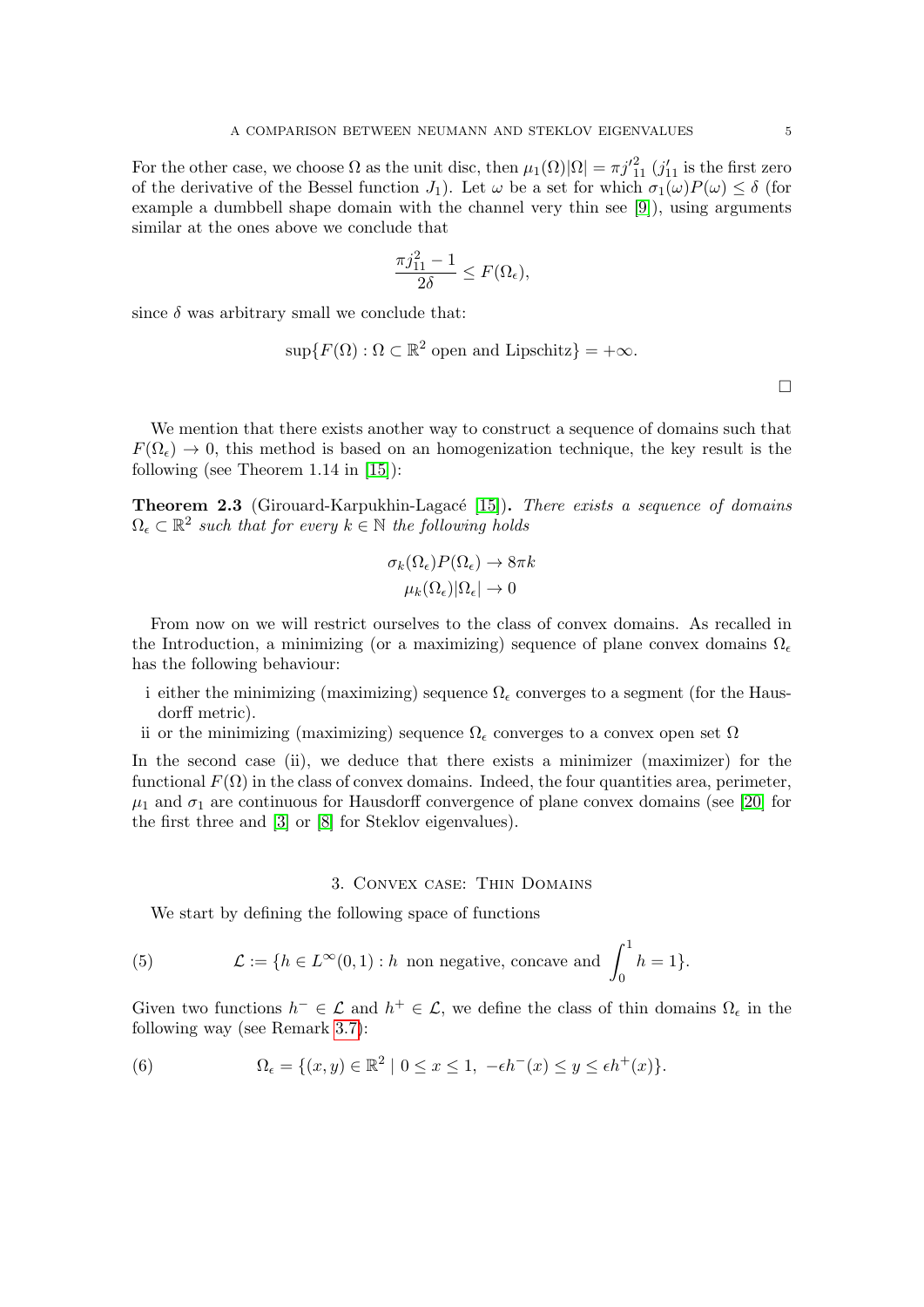For the other case, we choose $\Omega$ as the unit disc, then $\mu_1(\Omega)|\Omega| = \pi {j'}_{11}^2$ ($j'_{11}$ is the first zero of the derivative of the Bessel function $J_1$). Let $\omega$ be a set for which $\sigma_1(\omega)P(\omega) \le \delta$ (for example a dumbbell shape domain with the channel very thin see [9]), using arguments similar at the ones above we conclude that

$$\frac{\pi j_{11}^2 - 1}{2\delta} \le F(\Omega_\epsilon),$$

since $\delta$ was arbitrary small we conclude that:

$$\sup\{F(\Omega) : \Omega \subset \mathbb{R}^2 \text{ open and Lipschitz}\} = +\infty.$$

□

We mention that there exists another way to construct a sequence of domains such that $F(\Omega_\epsilon) \to 0$, this method is based on an homogenization technique, the key result is the following (see Theorem 1.14 in [15]):

**Theorem 2.3** (Girouard-Karpukhin-Lagacé [15])**.** *There exists a sequence of domains $\Omega_\epsilon \subset \mathbb{R}^2$ such that for every $k \in \mathbb{N}$ the following holds*

$$\sigma_k(\Omega_\epsilon)P(\Omega_\epsilon) \to 8\pi k$$
$$\mu_k(\Omega_\epsilon)|\Omega_\epsilon| \to 0$$

From now on we will restrict ourselves to the class of convex domains. As recalled in the Introduction, a minimizing (or a maximizing) sequence of plane convex domains $\Omega_\epsilon$ has the following behaviour:

i either the minimizing (maximizing) sequence $\Omega_\epsilon$ converges to a segment (for the Hausdorff metric).
ii or the minimizing (maximizing) sequence $\Omega_\epsilon$ converges to a convex open set $\Omega$

In the second case (ii), we deduce that there exists a minimizer (maximizer) for the functional $F(\Omega)$ in the class of convex domains. Indeed, the four quantities area, perimeter, $\mu_1$ and $\sigma_1$ are continuous for Hausdorff convergence of plane convex domains (see [20] for the first three and [3] or [8] for Steklov eigenvalues).

## 3. Convex case: Thin Domains

We start by defining the following space of functions

$$\mathcal{L} := \{h \in L^\infty(0,1) : h \text{ non negative, concave and } \int_0^1 h = 1\}. \tag{5}$$

Given two functions $h^- \in \mathcal{L}$ and $h^+ \in \mathcal{L}$, we define the class of thin domains $\Omega_\epsilon$ in the following way (see Remark 3.7):

$$\Omega_\epsilon = \{(x,y) \in \mathbb{R}^2 \mid 0 \le x \le 1,\ -\epsilon h^-(x) \le y \le \epsilon h^+(x)\}. \tag{6}$$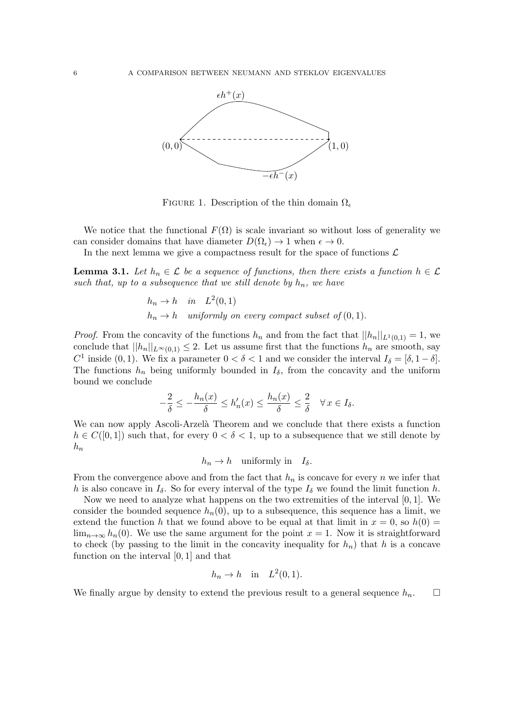FIGURE 1. Description of the thin domain $\Omega_\epsilon$

We notice that the functional $F(\Omega)$ is scale invariant so without loss of generality we can consider domains that have diameter $D(\Omega_\epsilon) \to 1$ when $\epsilon \to 0$.

In the next lemma we give a compactness result for the space of functions $\mathcal{L}$

**Lemma 3.1.** *Let $h_n \in \mathcal{L}$ be a sequence of functions, then there exists a function $h \in \mathcal{L}$ such that, up to a subsequence that we still denote by $h_n$, we have*

$$h_n \to h \quad in \quad L^2(0,1)$$

$$h_n \to h \quad \text{uniformly on every compact subset of } (0,1).$$

*Proof.* From the concavity of the functions $h_n$ and from the fact that $||h_n||_{L^1(0,1)} = 1$, we conclude that $||h_n||_{L^\infty(0,1)} \leq 2$. Let us assume first that the functions $h_n$ are smooth, say $C^1$ inside $(0,1)$. We fix a parameter $0 < \delta < 1$ and we consider the interval $I_\delta = [\delta, 1-\delta]$. The functions $h_n$ being uniformly bounded in $I_\delta$, from the concavity and the uniform bound we conclude

$$-\frac{2}{\delta} \leq -\frac{h_n(x)}{\delta} \leq h_n'(x) \leq \frac{h_n(x)}{\delta} \leq \frac{2}{\delta} \quad \forall\, x \in I_\delta.$$

We can now apply Ascoli-Arzelà Theorem and we conclude that there exists a function $h \in C([0,1])$ such that, for every $0 < \delta < 1$, up to a subsequence that we still denote by $h_n$

$$h_n \to h \quad \text{uniformly in} \quad I_\delta.$$

From the convergence above and from the fact that $h_n$ is concave for every $n$ we infer that $h$ is also concave in $I_\delta$. So for every interval of the type $I_\delta$ we found the limit function $h$.

Now we need to analyze what happens on the two extremities of the interval $[0,1]$. We consider the bounded sequence $h_n(0)$, up to a subsequence, this sequence has a limit, we extend the function $h$ that we found above to be equal at that limit in $x = 0$, so $h(0) = \lim_{n\to\infty} h_n(0)$. We use the same argument for the point $x = 1$. Now it is straightforward to check (by passing to the limit in the concavity inequality for $h_n$) that $h$ is a concave function on the interval $[0,1]$ and that

$$h_n \to h \quad \text{in} \quad L^2(0,1).$$

We finally argue by density to extend the previous result to a general sequence $h_n$. $\square$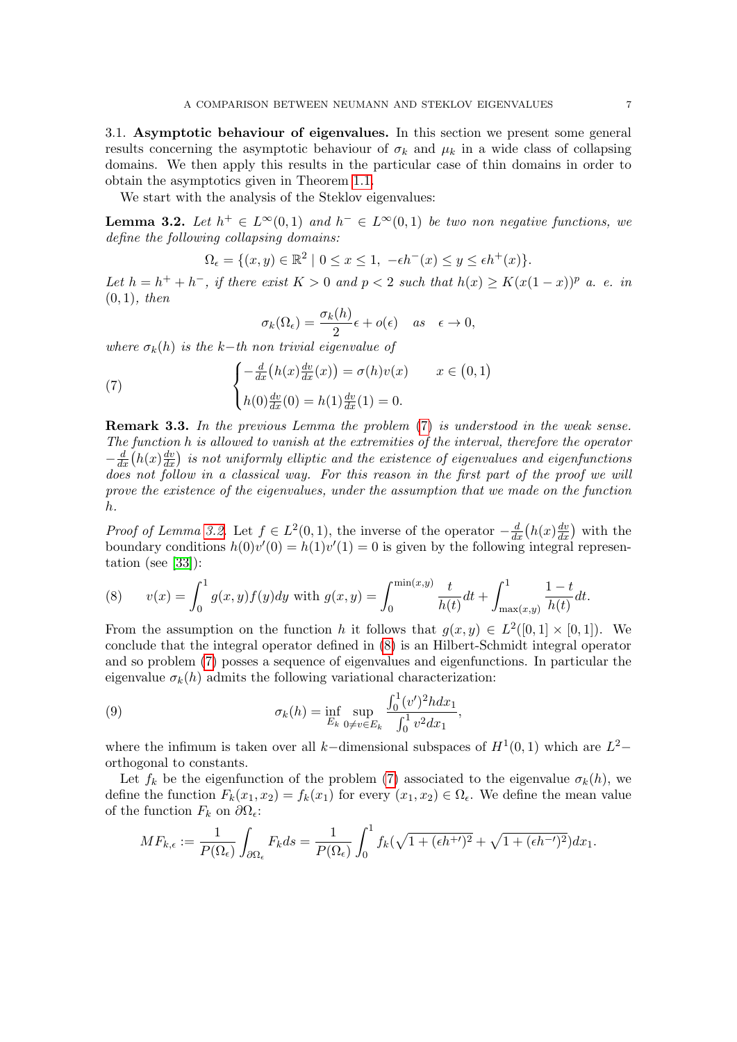3.1. **Asymptotic behaviour of eigenvalues.** In this section we present some general results concerning the asymptotic behaviour of $\sigma_k$ and $\mu_k$ in a wide class of collapsing domains. We then apply this results in the particular case of thin domains in order to obtain the asymptotics given in Theorem 1.1.

We start with the analysis of the Steklov eigenvalues:

**Lemma 3.2.** *Let $h^+ \in L^\infty(0,1)$ and $h^- \in L^\infty(0,1)$ be two non negative functions, we define the following collapsing domains:*

$$\Omega_\epsilon = \{(x,y) \in \mathbb{R}^2 \mid 0 \le x \le 1,\ -\epsilon h^-(x) \le y \le \epsilon h^+(x)\}.$$

*Let $h = h^+ + h^-$, if there exist $K > 0$ and $p < 2$ such that $h(x) \ge K(x(1-x))^p$ a. e. in $(0,1)$, then*

$$\sigma_k(\Omega_\epsilon) = \frac{\sigma_k(h)}{2}\epsilon + o(\epsilon) \quad as \quad \epsilon \to 0,$$

*where $\sigma_k(h)$ is the $k-$th non trivial eigenvalue of*

$$\begin{cases} -\frac{d}{dx}\big(h(x)\frac{dv}{dx}(x)\big) = \sigma(h)v(x) & x \in \big(0,1\big) \\ h(0)\frac{dv}{dx}(0) = h(1)\frac{dv}{dx}(1) = 0. \end{cases} \tag{7}$$

**Remark 3.3.** *In the previous Lemma the problem (7) is understood in the weak sense. The function $h$ is allowed to vanish at the extremities of the interval, therefore the operator $-\frac{d}{dx}\big(h(x)\frac{dv}{dx}\big)$ is not uniformly elliptic and the existence of eigenvalues and eigenfunctions does not follow in a classical way. For this reason in the first part of the proof we will prove the existence of the eigenvalues, under the assumption that we made on the function $h$.*

*Proof of Lemma 3.2.* Let $f \in L^2(0,1)$, the inverse of the operator $-\frac{d}{dx}\big(h(x)\frac{dv}{dx}\big)$ with the boundary conditions $h(0)v'(0) = h(1)v'(1) = 0$ is given by the following integral representation (see [33]):

$$v(x) = \int_0^1 g(x,y)f(y)dy \text{ with } g(x,y) = \int_0^{\min(x,y)} \frac{t}{h(t)}dt + \int_{\max(x,y)}^1 \frac{1-t}{h(t)}dt. \tag{8}$$

From the assumption on the function $h$ it follows that $g(x,y) \in L^2([0,1]\times[0,1])$. We conclude that the integral operator defined in (8) is an Hilbert-Schmidt integral operator and so problem (7) posses a sequence of eigenvalues and eigenfunctions. In particular the eigenvalue $\sigma_k(h)$ admits the following variational characterization:

$$\sigma_k(h) = \inf_{E_k} \sup_{0 \ne v \in E_k} \frac{\int_0^1 (v')^2 h dx_1}{\int_0^1 v^2 dx_1}, \tag{9}$$

where the infimum is taken over all $k-$dimensional subspaces of $H^1(0,1)$ which are $L^2-$orthogonal to constants.

Let $f_k$ be the eigenfunction of the problem (7) associated to the eigenvalue $\sigma_k(h)$, we define the function $F_k(x_1,x_2) = f_k(x_1)$ for every $(x_1,x_2) \in \Omega_\epsilon$. We define the mean value of the function $F_k$ on $\partial\Omega_\epsilon$:

$$MF_{k,\epsilon} := \frac{1}{P(\Omega_\epsilon)}\int_{\partial\Omega_\epsilon} F_k ds = \frac{1}{P(\Omega_\epsilon)}\int_0^1 f_k\big(\sqrt{1+(\epsilon h^{+\prime})^2} + \sqrt{1+(\epsilon h^{-\prime})^2}\big)dx_1.$$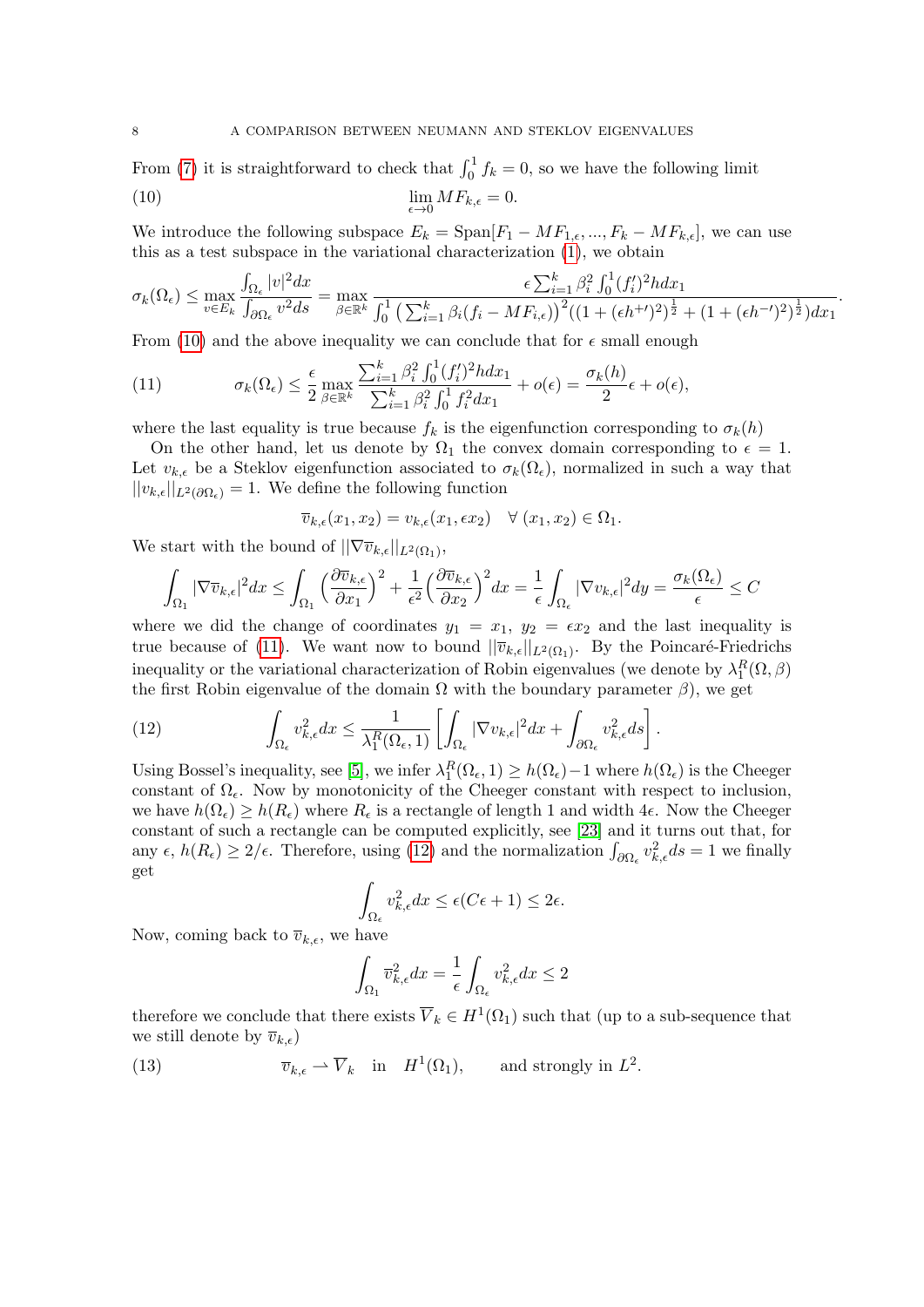From (7) it is straightforward to check that $\int_0^1 f_k = 0$, so we have the following limit

$$\lim_{\epsilon\to 0} MF_{k,\epsilon} = 0. \tag{10}$$

We introduce the following subspace $E_k = \mathrm{Span}[F_1 - MF_{1,\epsilon}, ..., F_k - MF_{k,\epsilon}]$, we can use this as a test subspace in the variational characterization (1), we obtain

$$\sigma_k(\Omega_\epsilon) \le \max_{v\in E_k} \frac{\int_{\Omega_\epsilon} |v|^2 dx}{\int_{\partial\Omega_\epsilon} v^2 ds} = \max_{\beta\in\mathbb{R}^k} \frac{\epsilon \sum_{i=1}^k \beta_i^2 \int_0^1 (f_i')^2 h dx_1}{\int_0^1 \left(\sum_{i=1}^k \beta_i (f_i - MF_{i,\epsilon})\right)^2 ((1+(\epsilon h^{+\prime})^2)^{\frac12} + (1+(\epsilon h^{-\prime})^2)^{\frac12}) dx_1}.$$

From (10) and the above inequality we can conclude that for $\epsilon$ small enough

$$\sigma_k(\Omega_\epsilon) \le \frac{\epsilon}{2} \max_{\beta\in\mathbb{R}^k} \frac{\sum_{i=1}^k \beta_i^2 \int_0^1 (f_i')^2 h dx_1}{\sum_{i=1}^k \beta_i^2 \int_0^1 f_i^2 dx_1} + o(\epsilon) = \frac{\sigma_k(h)}{2}\epsilon + o(\epsilon), \tag{11}$$

where the last equality is true because $f_k$ is the eigenfunction corresponding to $\sigma_k(h)$

On the other hand, let us denote by $\Omega_1$ the convex domain corresponding to $\epsilon = 1$. Let $v_{k,\epsilon}$ be a Steklov eigenfunction associated to $\sigma_k(\Omega_\epsilon)$, normalized in such a way that $||v_{k,\epsilon}||_{L^2(\partial\Omega_\epsilon)} = 1$. We define the following function

$$\overline{v}_{k,\epsilon}(x_1, x_2) = v_{k,\epsilon}(x_1, \epsilon x_2) \quad \forall\ (x_1, x_2) \in \Omega_1.$$

We start with the bound of $||\nabla \overline{v}_{k,\epsilon}||_{L^2(\Omega_1)}$,

$$\int_{\Omega_1} |\nabla \overline{v}_{k,\epsilon}|^2 dx \le \int_{\Omega_1} \Big(\frac{\partial \overline{v}_{k,\epsilon}}{\partial x_1}\Big)^2 + \frac{1}{\epsilon^2}\Big(\frac{\partial \overline{v}_{k,\epsilon}}{\partial x_2}\Big)^2 dx = \frac{1}{\epsilon}\int_{\Omega_\epsilon} |\nabla v_{k,\epsilon}|^2 dy = \frac{\sigma_k(\Omega_\epsilon)}{\epsilon} \le C$$

where we did the change of coordinates $y_1 = x_1$, $y_2 = \epsilon x_2$ and the last inequality is true because of (11). We want now to bound $||\overline{v}_{k,\epsilon}||_{L^2(\Omega_1)}$. By the Poincaré-Friedrichs inequality or the variational characterization of Robin eigenvalues (we denote by $\lambda_1^R(\Omega, \beta)$ the first Robin eigenvalue of the domain $\Omega$ with the boundary parameter $\beta$), we get

$$\int_{\Omega_\epsilon} v_{k,\epsilon}^2 dx \le \frac{1}{\lambda_1^R(\Omega_\epsilon, 1)} \left[\int_{\Omega_\epsilon} |\nabla v_{k,\epsilon}|^2 dx + \int_{\partial\Omega_\epsilon} v_{k,\epsilon}^2 ds\right]. \tag{12}$$

Using Bossel's inequality, see [5], we infer $\lambda_1^R(\Omega_\epsilon, 1) \ge h(\Omega_\epsilon) - 1$ where $h(\Omega_\epsilon)$ is the Cheeger constant of $\Omega_\epsilon$. Now by monotonicity of the Cheeger constant with respect to inclusion, we have $h(\Omega_\epsilon) \ge h(R_\epsilon)$ where $R_\epsilon$ is a rectangle of length 1 and width $4\epsilon$. Now the Cheeger constant of such a rectangle can be computed explicitly, see [23] and it turns out that, for any $\epsilon$, $h(R_\epsilon) \ge 2/\epsilon$. Therefore, using (12) and the normalization $\int_{\partial\Omega_\epsilon} v_{k,\epsilon}^2 ds = 1$ we finally get

$$\int_{\Omega_\epsilon} v_{k,\epsilon}^2 dx \le \epsilon(C\epsilon + 1) \le 2\epsilon.$$

Now, coming back to $\overline{v}_{k,\epsilon}$, we have

$$\int_{\Omega_1} \overline{v}_{k,\epsilon}^2 dx = \frac{1}{\epsilon}\int_{\Omega_\epsilon} v_{k,\epsilon}^2 dx \le 2$$

therefore we conclude that there exists $\overline{V}_k \in H^1(\Omega_1)$ such that (up to a sub-sequence that we still denote by $\overline{v}_{k,\epsilon}$)

$$\overline{v}_{k,\epsilon} \rightharpoonup \overline{V}_k \quad \text{in} \quad H^1(\Omega_1), \qquad \text{and strongly in } L^2. \tag{13}$$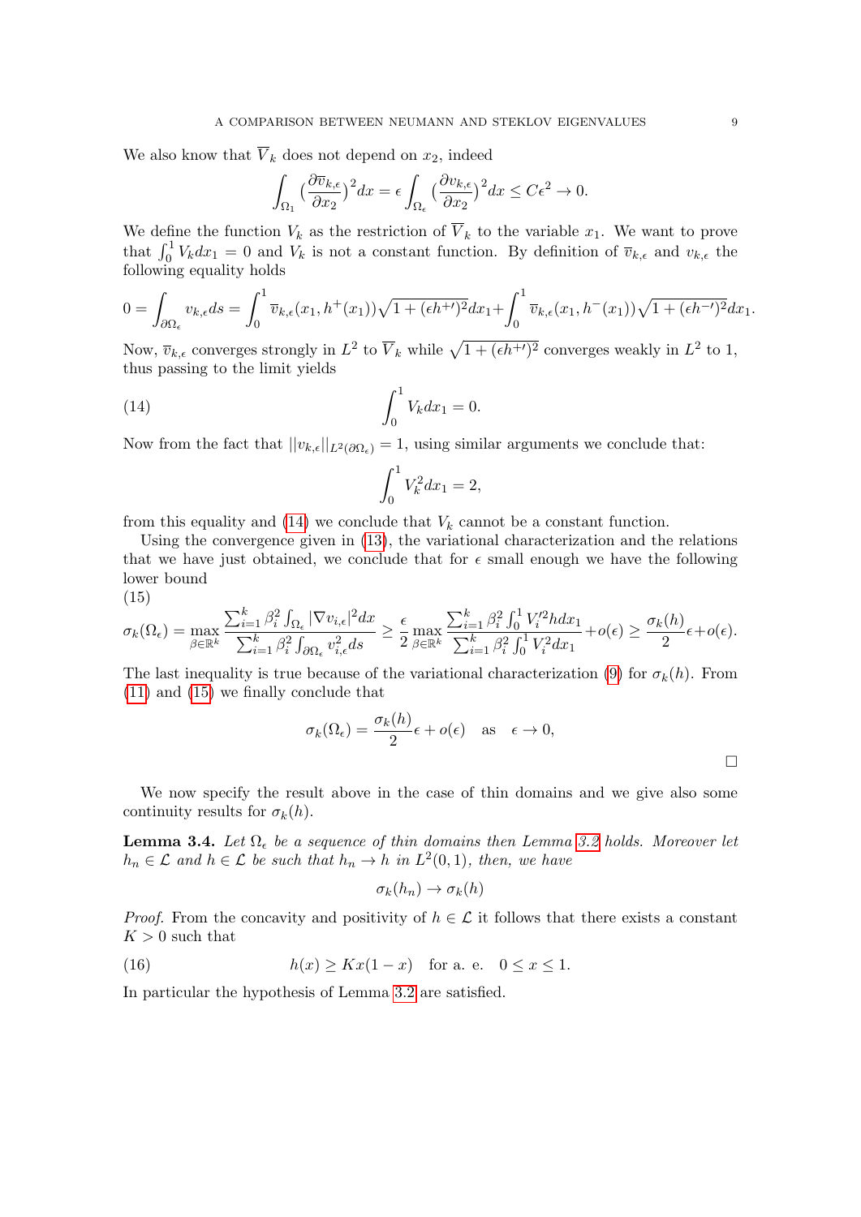We also know that $\overline{V}_k$ does not depend on $x_2$, indeed

$$\int_{\Omega_1} \Big(\frac{\partial \overline{v}_{k,\epsilon}}{\partial x_2}\Big)^2 dx = \epsilon \int_{\Omega_\epsilon} \Big(\frac{\partial v_{k,\epsilon}}{\partial x_2}\Big)^2 dx \le C\epsilon^2 \to 0.$$

We define the function $V_k$ as the restriction of $\overline{V}_k$ to the variable $x_1$. We want to prove that $\int_0^1 V_k dx_1 = 0$ and $V_k$ is not a constant function. By definition of $\overline{v}_{k,\epsilon}$ and $v_{k,\epsilon}$ the following equality holds

$$0 = \int_{\partial\Omega_\epsilon} v_{k,\epsilon} ds = \int_0^1 \overline{v}_{k,\epsilon}(x_1, h^+(x_1))\sqrt{1+(\epsilon h^{+\prime})^2}dx_1 + \int_0^1 \overline{v}_{k,\epsilon}(x_1, h^-(x_1))\sqrt{1+(\epsilon h^{-\prime})^2}dx_1.$$

Now, $\overline{v}_{k,\epsilon}$ converges strongly in $L^2$ to $\overline{V}_k$ while $\sqrt{1+(\epsilon h^{+\prime})^2}$ converges weakly in $L^2$ to 1, thus passing to the limit yields

$$\int_0^1 V_k dx_1 = 0. \tag{14}$$

Now from the fact that $||v_{k,\epsilon}||_{L^2(\partial\Omega_\epsilon)} = 1$, using similar arguments we conclude that:

$$\int_0^1 V_k^2 dx_1 = 2,$$

from this equality and (14) we conclude that $V_k$ cannot be a constant function.

Using the convergence given in (13), the variational characterization and the relations that we have just obtained, we conclude that for $\epsilon$ small enough we have the following lower bound

(15)

$$\sigma_k(\Omega_\epsilon) = \max_{\beta\in\mathbb{R}^k} \frac{\sum_{i=1}^k \beta_i^2 \int_{\Omega_\epsilon} |\nabla v_{i,\epsilon}|^2 dx}{\sum_{i=1}^k \beta_i^2 \int_{\partial\Omega_\epsilon} v_{i,\epsilon}^2 ds} \ge \frac{\epsilon}{2} \max_{\beta\in\mathbb{R}^k} \frac{\sum_{i=1}^k \beta_i^2 \int_0^1 V_i'^2 h dx_1}{\sum_{i=1}^k \beta_i^2 \int_0^1 V_i^2 dx_1} + o(\epsilon) \ge \frac{\sigma_k(h)}{2}\epsilon + o(\epsilon).$$

The last inequality is true because of the variational characterization (9) for $\sigma_k(h)$. From (11) and (15) we finally conclude that

$$\sigma_k(\Omega_\epsilon) = \frac{\sigma_k(h)}{2}\epsilon + o(\epsilon) \quad \text{as} \quad \epsilon \to 0,$$

□

We now specify the result above in the case of thin domains and we give also some continuity results for $\sigma_k(h)$.

**Lemma 3.4.** *Let $\Omega_\epsilon$ be a sequence of thin domains then Lemma 3.2 holds. Moreover let $h_n \in \mathcal{L}$ and $h \in \mathcal{L}$ be such that $h_n \to h$ in $L^2(0,1)$, then, we have*

$$\sigma_k(h_n) \to \sigma_k(h)$$

*Proof.* From the concavity and positivity of $h \in \mathcal{L}$ it follows that there exists a constant $K > 0$ such that

$$h(x) \ge Kx(1-x) \quad \text{for a. e.} \quad 0 \le x \le 1. \tag{16}$$

In particular the hypothesis of Lemma 3.2 are satisfied.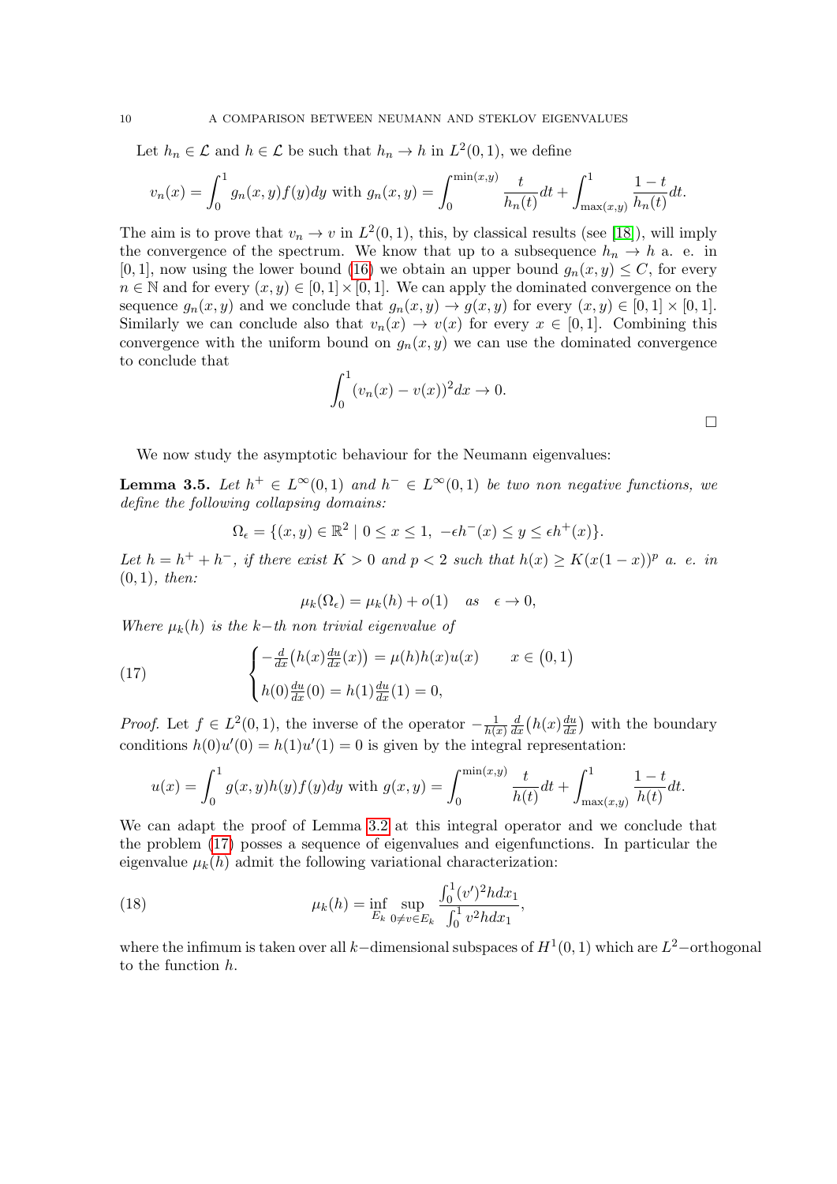Let $h_n \in \mathcal{L}$ and $h \in \mathcal{L}$ be such that $h_n \to h$ in $L^2(0,1)$, we define

$$v_n(x) = \int_0^1 g_n(x,y)f(y)dy \text{ with } g_n(x,y) = \int_0^{\min(x,y)} \frac{t}{h_n(t)}dt + \int_{\max(x,y)}^1 \frac{1-t}{h_n(t)}dt.$$

The aim is to prove that $v_n \to v$ in $L^2(0,1)$, this, by classical results (see [18]), will imply the convergence of the spectrum. We know that up to a subsequence $h_n \to h$ a. e. in $[0,1]$, now using the lower bound (16) we obtain an upper bound $g_n(x,y) \leq C$, for every $n \in \mathbb{N}$ and for every $(x,y) \in [0,1] \times [0,1]$. We can apply the dominated convergence on the sequence $g_n(x,y)$ and we conclude that $g_n(x,y) \to g(x,y)$ for every $(x,y) \in [0,1] \times [0,1]$. Similarly we can conclude also that $v_n(x) \to v(x)$ for every $x \in [0,1]$. Combining this convergence with the uniform bound on $g_n(x,y)$ we can use the dominated convergence to conclude that

$$\int_0^1 (v_n(x) - v(x))^2 dx \to 0.$$

□

We now study the asymptotic behaviour for the Neumann eigenvalues:

**Lemma 3.5.** *Let $h^+ \in L^\infty(0,1)$ and $h^- \in L^\infty(0,1)$ be two non negative functions, we define the following collapsing domains:*

$$\Omega_\epsilon = \{(x,y) \in \mathbb{R}^2 \mid 0 \leq x \leq 1, \ -\epsilon h^-(x) \leq y \leq \epsilon h^+(x)\}.$$

*Let $h = h^+ + h^-$, if there exist $K > 0$ and $p < 2$ such that $h(x) \geq K(x(1-x))^p$ a. e. in $(0,1)$, then:*

$$\mu_k(\Omega_\epsilon) = \mu_k(h) + o(1) \quad as \quad \epsilon \to 0,$$

*Where $\mu_k(h)$ is the $k-$th non trivial eigenvalue of*

$$\begin{cases} -\frac{d}{dx}\big(h(x)\frac{du}{dx}(x)\big) = \mu(h)h(x)u(x) & x \in (0,1) \\ h(0)\frac{du}{dx}(0) = h(1)\frac{du}{dx}(1) = 0, \end{cases} \tag{17}$$

*Proof.* Let $f \in L^2(0,1)$, the inverse of the operator $-\frac{1}{h(x)}\frac{d}{dx}\big(h(x)\frac{du}{dx}\big)$ with the boundary conditions $h(0)u'(0) = h(1)u'(1) = 0$ is given by the integral representation:

$$u(x) = \int_0^1 g(x,y)h(y)f(y)dy \text{ with } g(x,y) = \int_0^{\min(x,y)} \frac{t}{h(t)}dt + \int_{\max(x,y)}^1 \frac{1-t}{h(t)}dt.$$

We can adapt the proof of Lemma 3.2 at this integral operator and we conclude that the problem (17) posses a sequence of eigenvalues and eigenfunctions. In particular the eigenvalue $\mu_k(h)$ admit the following variational characterization:

$$\mu_k(h) = \inf_{E_k} \sup_{0 \neq v \in E_k} \frac{\int_0^1 (v')^2 h dx_1}{\int_0^1 v^2 h dx_1}, \tag{18}$$

where the infimum is taken over all $k-$dimensional subspaces of $H^1(0,1)$ which are $L^2-$orthogonal to the function $h$.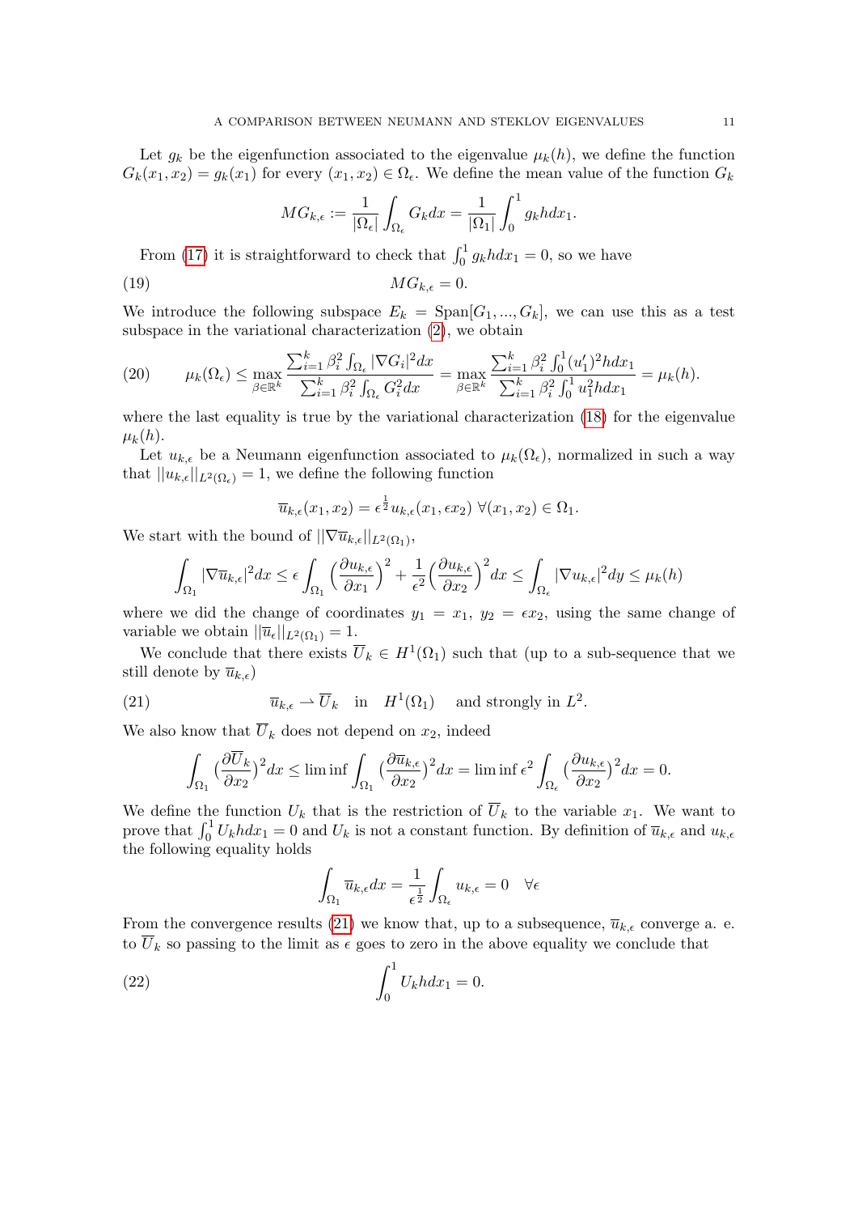Let $g_k$ be the eigenfunction associated to the eigenvalue $\mu_k(h)$, we define the function $G_k(x_1, x_2) = g_k(x_1)$ for every $(x_1, x_2) \in \Omega_\epsilon$. We define the mean value of the function $G_k$

$$MG_{k,\epsilon} := \frac{1}{|\Omega_\epsilon|} \int_{\Omega_\epsilon} G_k dx = \frac{1}{|\Omega_1|} \int_0^1 g_k h dx_1.$$

From (17) it is straightforward to check that $\int_0^1 g_k h dx_1 = 0$, so we have

$$MG_{k,\epsilon} = 0. \tag{19}$$

We introduce the following subspace $E_k = \text{Span}[G_1, ..., G_k]$, we can use this as a test subspace in the variational characterization (2), we obtain

$$\mu_k(\Omega_\epsilon) \leq \max_{\beta \in \mathbb{R}^k} \frac{\sum_{i=1}^k \beta_i^2 \int_{\Omega_\epsilon} |\nabla G_i|^2 dx}{\sum_{i=1}^k \beta_i^2 \int_{\Omega_\epsilon} G_i^2 dx} = \max_{\beta \in \mathbb{R}^k} \frac{\sum_{i=1}^k \beta_i^2 \int_0^1 (u_1')^2 h dx_1}{\sum_{i=1}^k \beta_i^2 \int_0^1 u_1^2 h dx_1} = \mu_k(h). \tag{20}$$

where the last equality is true by the variational characterization (18) for the eigenvalue $\mu_k(h)$.

Let $u_{k,\epsilon}$ be a Neumann eigenfunction associated to $\mu_k(\Omega_\epsilon)$, normalized in such a way that $||u_{k,\epsilon}||_{L^2(\Omega_\epsilon)} = 1$, we define the following function

$$\overline{u}_{k,\epsilon}(x_1, x_2) = \epsilon^{\frac{1}{2}} u_{k,\epsilon}(x_1, \epsilon x_2) \ \forall (x_1, x_2) \in \Omega_1.$$

We start with the bound of $||\nabla \overline{u}_{k,\epsilon}||_{L^2(\Omega_1)}$,

$$\int_{\Omega_1} |\nabla \overline{u}_{k,\epsilon}|^2 dx \leq \epsilon \int_{\Omega_1} \Big(\frac{\partial u_{k,\epsilon}}{\partial x_1}\Big)^2 + \frac{1}{\epsilon^2}\Big(\frac{\partial u_{k,\epsilon}}{\partial x_2}\Big)^2 dx \leq \int_{\Omega_\epsilon} |\nabla u_{k,\epsilon}|^2 dy \leq \mu_k(h)$$

where we did the change of coordinates $y_1 = x_1$, $y_2 = \epsilon x_2$, using the same change of variable we obtain $||\overline{u}_\epsilon||_{L^2(\Omega_1)} = 1$.

We conclude that there exists $\overline{U}_k \in H^1(\Omega_1)$ such that (up to a sub-sequence that we still denote by $\overline{u}_{k,\epsilon}$)

$$\overline{u}_{k,\epsilon} \rightharpoonup \overline{U}_k \quad \text{in} \quad H^1(\Omega_1) \quad \text{and strongly in } L^2. \tag{21}$$

We also know that $\overline{U}_k$ does not depend on $x_2$, indeed

$$\int_{\Omega_1} (\frac{\partial \overline{U}_k}{\partial x_2})^2 dx \leq \liminf \int_{\Omega_1} (\frac{\partial \overline{u}_{k,\epsilon}}{\partial x_2})^2 dx = \liminf \epsilon^2 \int_{\Omega_\epsilon} (\frac{\partial u_{k,\epsilon}}{\partial x_2})^2 dx = 0.$$

We define the function $U_k$ that is the restriction of $\overline{U}_k$ to the variable $x_1$. We want to prove that $\int_0^1 U_k h dx_1 = 0$ and $U_k$ is not a constant function. By definition of $\overline{u}_{k,\epsilon}$ and $u_{k,\epsilon}$ the following equality holds

$$\int_{\Omega_1} \overline{u}_{k,\epsilon} dx = \frac{1}{\epsilon^{\frac{1}{2}}} \int_{\Omega_\epsilon} u_{k,\epsilon} = 0 \quad \forall \epsilon$$

From the convergence results (21) we know that, up to a subsequence, $\overline{u}_{k,\epsilon}$ converge a. e. to $\overline{U}_k$ so passing to the limit as $\epsilon$ goes to zero in the above equality we conclude that

$$\int_0^1 U_k h dx_1 = 0. \tag{22}$$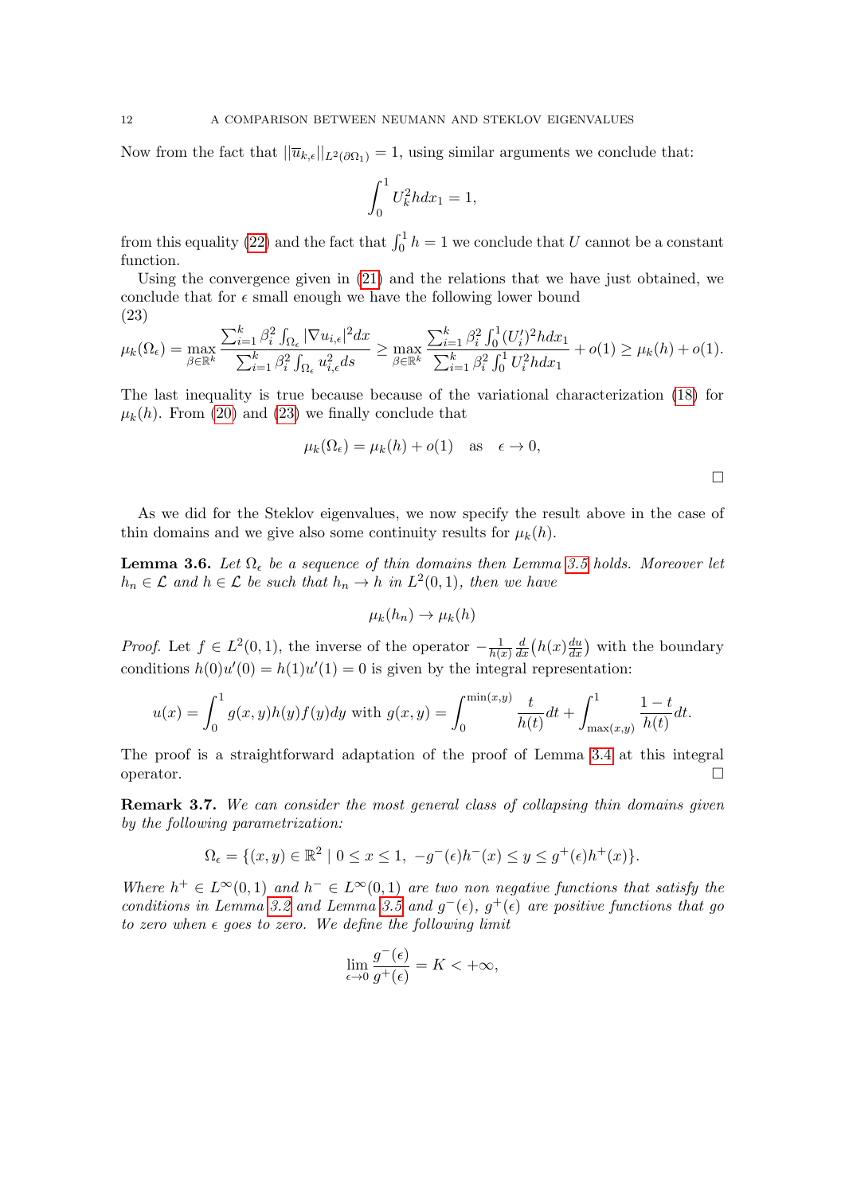Now from the fact that $||\overline{u}_{k,\epsilon}||_{L^2(\partial\Omega_1)} = 1$, using similar arguments we conclude that:

$$\int_0^1 U_k^2 h dx_1 = 1,$$

from this equality (22) and the fact that $\int_0^1 h = 1$ we conclude that $U$ cannot be a constant function.

Using the convergence given in (21) and the relations that we have just obtained, we conclude that for $\epsilon$ small enough we have the following lower bound

(23)

$$\mu_k(\Omega_\epsilon) = \max_{\beta\in\mathbb{R}^k} \frac{\sum_{i=1}^k \beta_i^2 \int_{\Omega_\epsilon} |\nabla u_{i,\epsilon}|^2 dx}{\sum_{i=1}^k \beta_i^2 \int_{\Omega_\epsilon} u_{i,\epsilon}^2 ds} \geq \max_{\beta\in\mathbb{R}^k} \frac{\sum_{i=1}^k \beta_i^2 \int_0^1 (U_i')^2 h dx_1}{\sum_{i=1}^k \beta_i^2 \int_0^1 U_i^2 h dx_1} + o(1) \geq \mu_k(h) + o(1).$$

The last inequality is true because because of the variational characterization (18) for $\mu_k(h)$. From (20) and (23) we finally conclude that

$$\mu_k(\Omega_\epsilon) = \mu_k(h) + o(1) \quad \text{as} \quad \epsilon \to 0,$$

□

As we did for the Steklov eigenvalues, we now specify the result above in the case of thin domains and we give also some continuity results for $\mu_k(h)$.

**Lemma 3.6.** *Let $\Omega_\epsilon$ be a sequence of thin domains then Lemma 3.5 holds. Moreover let $h_n \in \mathcal{L}$ and $h \in \mathcal{L}$ be such that $h_n \to h$ in $L^2(0,1)$, then we have*

$$\mu_k(h_n) \to \mu_k(h)$$

*Proof.* Let $f \in L^2(0,1)$, the inverse of the operator $-\frac{1}{h(x)}\frac{d}{dx}\big(h(x)\frac{du}{dx}\big)$ with the boundary conditions $h(0)u'(0) = h(1)u'(1) = 0$ is given by the integral representation:

$$u(x) = \int_0^1 g(x,y)h(y)f(y)dy \text{ with } g(x,y) = \int_0^{\min(x,y)} \frac{t}{h(t)}dt + \int_{\max(x,y)}^1 \frac{1-t}{h(t)}dt.$$

The proof is a straightforward adaptation of the proof of Lemma 3.4 at this integral operator. □

**Remark 3.7.** *We can consider the most general class of collapsing thin domains given by the following parametrization:*

$$\Omega_\epsilon = \{(x,y) \in \mathbb{R}^2 \mid 0 \leq x \leq 1, \ -g^-(\epsilon)h^-(x) \leq y \leq g^+(\epsilon)h^+(x)\}.$$

*Where $h^+ \in L^\infty(0,1)$ and $h^- \in L^\infty(0,1)$ are two non negative functions that satisfy the conditions in Lemma 3.2 and Lemma 3.5 and $g^-(\epsilon)$, $g^+(\epsilon)$ are positive functions that go to zero when $\epsilon$ goes to zero. We define the following limit*

$$\lim_{\epsilon\to 0} \frac{g^-(\epsilon)}{g^+(\epsilon)} = K < +\infty,$$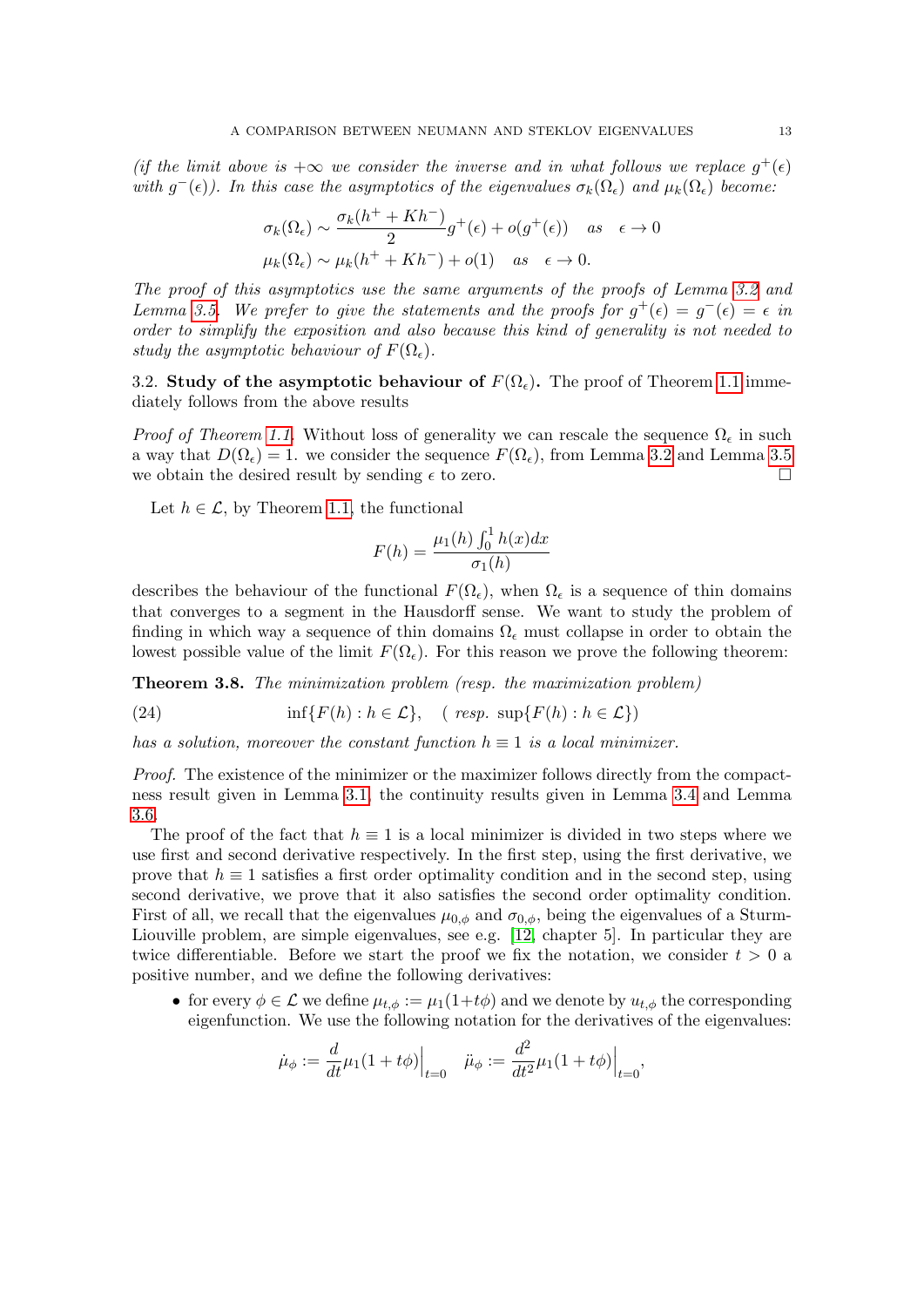*(if the limit above is $+\infty$ we consider the inverse and in what follows we replace $g^+(\epsilon)$ with $g^-(\epsilon)$). In this case the asymptotics of the eigenvalues $\sigma_k(\Omega_\epsilon)$ and $\mu_k(\Omega_\epsilon)$ become:*

$$\sigma_k(\Omega_\epsilon) \sim \frac{\sigma_k(h^+ + Kh^-)}{2} g^+(\epsilon) + o(g^+(\epsilon)) \quad as \quad \epsilon \to 0$$
$$\mu_k(\Omega_\epsilon) \sim \mu_k(h^+ + Kh^-) + o(1) \quad as \quad \epsilon \to 0.$$

*The proof of this asymptotics use the same arguments of the proofs of Lemma 3.2 and Lemma 3.5. We prefer to give the statements and the proofs for $g^+(\epsilon) = g^-(\epsilon) = \epsilon$ in order to simplify the exposition and also because this kind of generality is not needed to study the asymptotic behaviour of $F(\Omega_\epsilon)$.*

3.2. **Study of the asymptotic behaviour of $F(\Omega_\epsilon)$.** The proof of Theorem 1.1 immediately follows from the above results

*Proof of Theorem 1.1.* Without loss of generality we can rescale the sequence $\Omega_\epsilon$ in such a way that $D(\Omega_\epsilon) = 1$. we consider the sequence $F(\Omega_\epsilon)$, from Lemma 3.2 and Lemma 3.5 we obtain the desired result by sending $\epsilon$ to zero. □

Let $h \in \mathcal{L}$, by Theorem 1.1, the functional

$$F(h) = \frac{\mu_1(h)\int_0^1 h(x)dx}{\sigma_1(h)}$$

describes the behaviour of the functional $F(\Omega_\epsilon)$, when $\Omega_\epsilon$ is a sequence of thin domains that converges to a segment in the Hausdorff sense. We want to study the problem of finding in which way a sequence of thin domains $\Omega_\epsilon$ must collapse in order to obtain the lowest possible value of the limit $F(\Omega_\epsilon)$. For this reason we prove the following theorem:

**Theorem 3.8.** *The minimization problem (resp. the maximization problem)*

$$\inf\{F(h) : h \in \mathcal{L}\}, \quad (\textit{ resp. } \sup\{F(h) : h \in \mathcal{L}\}) \tag{24}$$

*has a solution, moreover the constant function $h \equiv 1$ is a local minimizer.*

*Proof.* The existence of the minimizer or the maximizer follows directly from the compactness result given in Lemma 3.1, the continuity results given in Lemma 3.4 and Lemma 3.6.

The proof of the fact that $h \equiv 1$ is a local minimizer is divided in two steps where we use first and second derivative respectively. In the first step, using the first derivative, we prove that $h \equiv 1$ satisfies a first order optimality condition and in the second step, using second derivative, we prove that it also satisfies the second order optimality condition. First of all, we recall that the eigenvalues $\mu_{0,\phi}$ and $\sigma_{0,\phi}$, being the eigenvalues of a Sturm-Liouville problem, are simple eigenvalues, see e.g. [12, chapter 5]. In particular they are twice differentiable. Before we start the proof we fix the notation, we consider $t > 0$ a positive number, and we define the following derivatives:

- for every $\phi \in \mathcal{L}$ we define $\mu_{t,\phi} := \mu_1(1+t\phi)$ and we denote by $u_{t,\phi}$ the corresponding eigenfunction. We use the following notation for the derivatives of the eigenvalues:

$$\dot{\mu}_\phi := \frac{d}{dt}\mu_1(1+t\phi)\Big|_{t=0} \quad \ddot{\mu}_\phi := \frac{d^2}{dt^2}\mu_1(1+t\phi)\Big|_{t=0},$$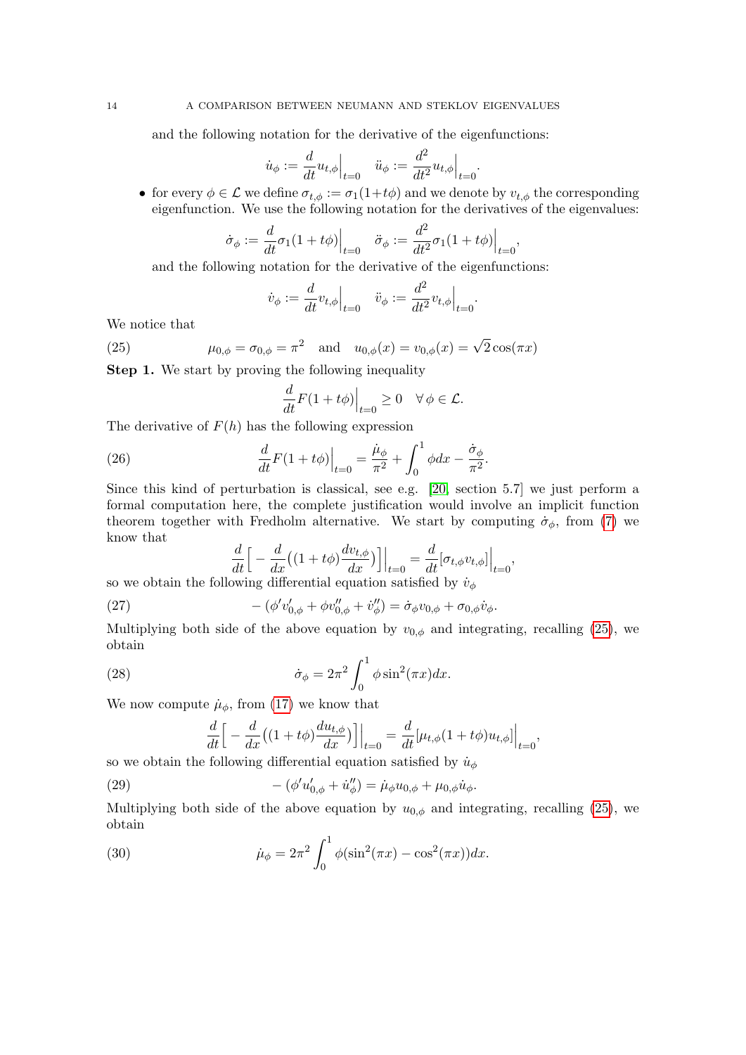and the following notation for the derivative of the eigenfunctions:

$$\dot{u}_\phi := \frac{d}{dt}u_{t,\phi}\Big|_{t=0} \quad \ddot{u}_\phi := \frac{d^2}{dt^2}u_{t,\phi}\Big|_{t=0}.$$

- for every $\phi \in \mathcal{L}$ we define $\sigma_{t,\phi} := \sigma_1(1+t\phi)$ and we denote by $v_{t,\phi}$ the corresponding eigenfunction. We use the following notation for the derivatives of the eigenvalues:

$$\dot{\sigma}_\phi := \frac{d}{dt}\sigma_1(1+t\phi)\Big|_{t=0} \quad \ddot{\sigma}_\phi := \frac{d^2}{dt^2}\sigma_1(1+t\phi)\Big|_{t=0},$$

and the following notation for the derivative of the eigenfunctions:

$$\dot{v}_\phi := \frac{d}{dt}v_{t,\phi}\Big|_{t=0} \quad \ddot{v}_\phi := \frac{d^2}{dt^2}v_{t,\phi}\Big|_{t=0}.$$

We notice that

$$\mu_{0,\phi} = \sigma_{0,\phi} = \pi^2 \quad \text{and} \quad u_{0,\phi}(x) = v_{0,\phi}(x) = \sqrt{2}\cos(\pi x) \tag{25}$$

**Step 1.** We start by proving the following inequality

$$\frac{d}{dt}F(1+t\phi)\Big|_{t=0} \geq 0 \quad \forall\, \phi \in \mathcal{L}.$$

The derivative of $F(h)$ has the following expression

$$\frac{d}{dt}F(1+t\phi)\Big|_{t=0} = \frac{\dot{\mu}_\phi}{\pi^2} + \int_0^1 \phi\, dx - \frac{\dot{\sigma}_\phi}{\pi^2}. \tag{26}$$

Since this kind of perturbation is classical, see e.g. [20] section 5.7] we just perform a formal computation here, the complete justification would involve an implicit function theorem together with Fredholm alternative. We start by computing $\dot{\sigma}_\phi$, from (7) we know that

$$\frac{d}{dt}\Big[-\frac{d}{dx}\big((1+t\phi)\frac{dv_{t,\phi}}{dx}\big)\Big]\Big|_{t=0} = \frac{d}{dt}[\sigma_{t,\phi}v_{t,\phi}]\Big|_{t=0},$$

so we obtain the following differential equation satisfied by $\dot{v}_\phi$

$$-(\phi' v_{0,\phi}' + \phi v_{0,\phi}'' + \dot{v}_\phi'') = \dot{\sigma}_\phi v_{0,\phi} + \sigma_{0,\phi}\dot{v}_\phi. \tag{27}$$

Multiplying both side of the above equation by $v_{0,\phi}$ and integrating, recalling (25), we obtain

$$\dot{\sigma}_\phi = 2\pi^2 \int_0^1 \phi \sin^2(\pi x)\, dx. \tag{28}$$

We now compute $\dot{\mu}_\phi$, from (17) we know that

$$\frac{d}{dt}\Big[-\frac{d}{dx}\big((1+t\phi)\frac{du_{t,\phi}}{dx}\big)\Big]\Big|_{t=0} = \frac{d}{dt}[\mu_{t,\phi}(1+t\phi)u_{t,\phi}]\Big|_{t=0},$$

so we obtain the following differential equation satisfied by $\dot{u}_\phi$

$$-(\phi' u_{0,\phi}' + \dot{u}_\phi'') = \dot{\mu}_\phi u_{0,\phi} + \mu_{0,\phi}\dot{u}_\phi. \tag{29}$$

Multiplying both side of the above equation by $u_{0,\phi}$ and integrating, recalling (25), we obtain

$$\dot{\mu}_\phi = 2\pi^2 \int_0^1 \phi(\sin^2(\pi x) - \cos^2(\pi x))\, dx. \tag{30}$$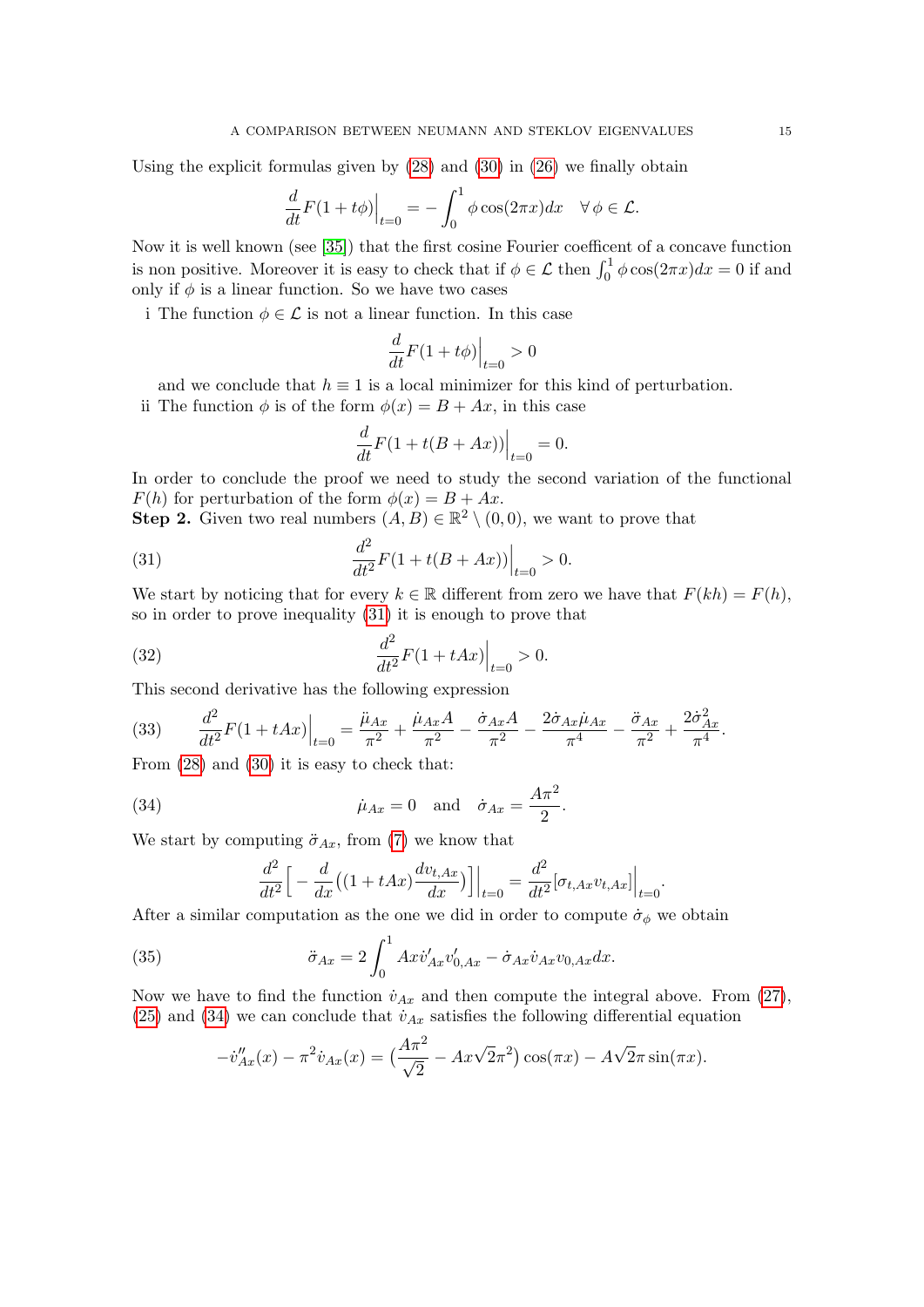Using the explicit formulas given by (28) and (30) in (26) we finally obtain

$$\frac{d}{dt}F(1+t\phi)\Big|_{t=0} = -\int_0^1 \phi\cos(2\pi x)dx \quad \forall\, \phi \in \mathcal{L}.$$

Now it is well known (see [35]) that the first cosine Fourier coefficent of a concave function is non positive. Moreover it is easy to check that if $\phi \in \mathcal{L}$ then $\int_0^1 \phi\cos(2\pi x)dx = 0$ if and only if $\phi$ is a linear function. So we have two cases

i The function $\phi \in \mathcal{L}$ is not a linear function. In this case

$$\frac{d}{dt}F(1+t\phi)\Big|_{t=0} > 0$$

and we conclude that $h \equiv 1$ is a local minimizer for this kind of perturbation.

ii The function $\phi$ is of the form $\phi(x) = B + Ax$, in this case

$$\frac{d}{dt}F(1+t(B+Ax))\Big|_{t=0} = 0.$$

In order to conclude the proof we need to study the second variation of the functional $F(h)$ for perturbation of the form $\phi(x) = B + Ax$.

**Step 2.** Given two real numbers $(A, B) \in \mathbb{R}^2 \setminus (0, 0)$, we want to prove that

$$\frac{d^2}{dt^2}F(1+t(B+Ax))\Big|_{t=0} > 0. \tag{31}$$

We start by noticing that for every $k \in \mathbb{R}$ different from zero we have that $F(kh) = F(h)$, so in order to prove inequality (31) it is enough to prove that

$$\frac{d^2}{dt^2}F(1+tAx)\Big|_{t=0} > 0. \tag{32}$$

This second derivative has the following expression

$$\frac{d^2}{dt^2}F(1+tAx)\Big|_{t=0} = \frac{\ddot\mu_{Ax}}{\pi^2} + \frac{\dot\mu_{Ax}A}{\pi^2} - \frac{\dot\sigma_{Ax}A}{\pi^2} - \frac{2\dot\sigma_{Ax}\dot\mu_{Ax}}{\pi^4} - \frac{\ddot\sigma_{Ax}}{\pi^2} + \frac{2\dot\sigma_{Ax}^2}{\pi^4}. \tag{33}$$

From (28) and (30) it is easy to check that:

$$\dot\mu_{Ax} = 0 \quad \text{and} \quad \dot\sigma_{Ax} = \frac{A\pi^2}{2}. \tag{34}$$

We start by computing $\ddot\sigma_{Ax}$, from (7) we know that

$$\frac{d^2}{dt^2}\Big[-\frac{d}{dx}\big((1+tAx)\frac{dv_{t,Ax}}{dx}\big)\Big]\Big|_{t=0} = \frac{d^2}{dt^2}[\sigma_{t,Ax}v_{t,Ax}]\Big|_{t=0}.$$

After a similar computation as the one we did in order to compute $\dot\sigma_\phi$ we obtain

$$\ddot\sigma_{Ax} = 2\int_0^1 Ax\dot v'_{Ax}v'_{0,Ax} - \dot\sigma_{Ax}\dot v_{Ax}v_{0,Ax}dx. \tag{35}$$

Now we have to find the function $\dot v_{Ax}$ and then compute the integral above. From (27), (25) and (34) we can conclude that $\dot v_{Ax}$ satisfies the following differential equation

$$-\dot v''_{Ax}(x) - \pi^2\dot v_{Ax}(x) = \big(\frac{A\pi^2}{\sqrt{2}} - Ax\sqrt{2}\pi^2\big)\cos(\pi x) - A\sqrt{2}\pi\sin(\pi x).$$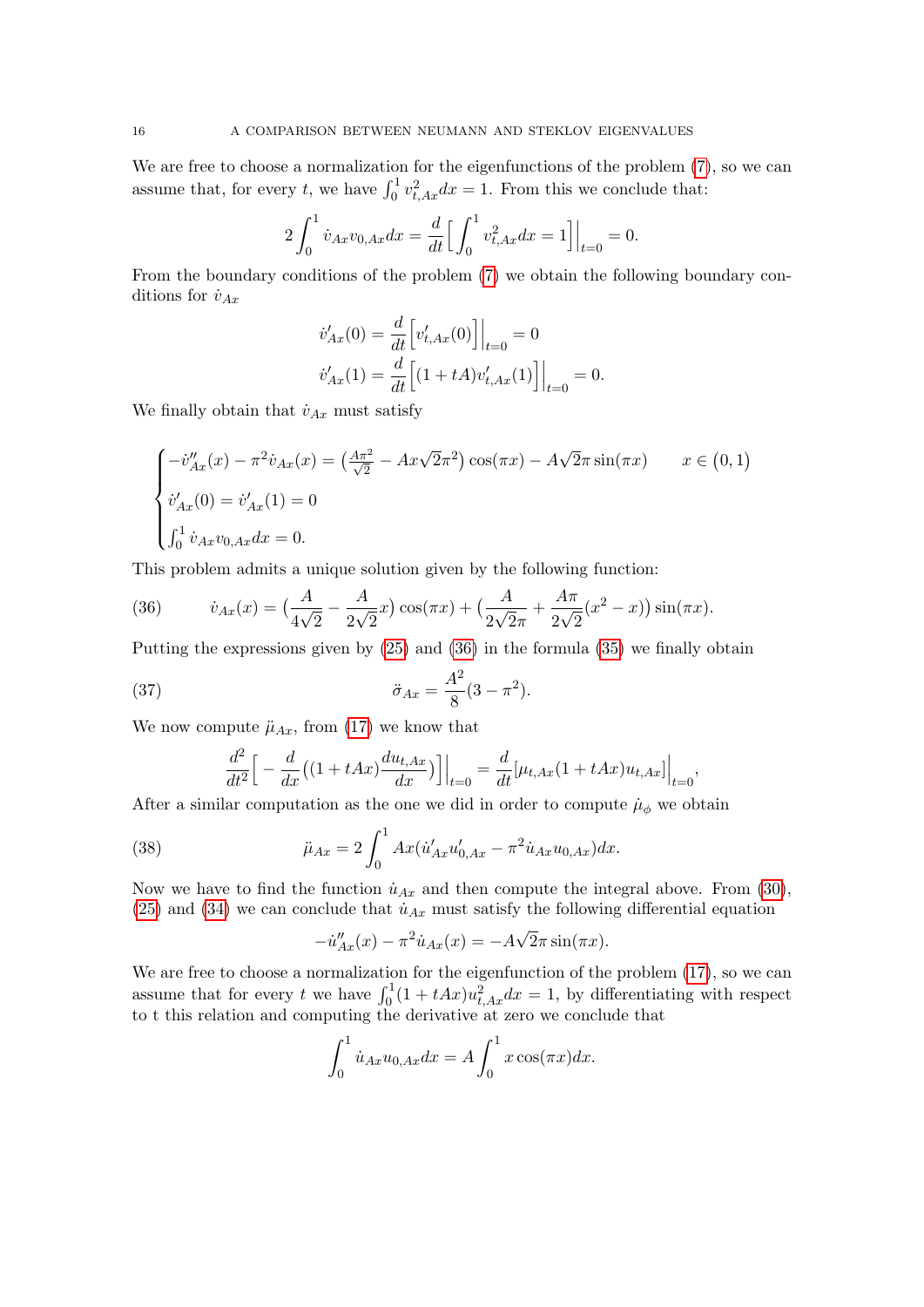We are free to choose a normalization for the eigenfunctions of the problem (7), so we can assume that, for every $t$, we have $\int_0^1 v_{t,Ax}^2 dx = 1$. From this we conclude that:

$$2\int_0^1 \dot{v}_{Ax} v_{0,Ax} dx = \frac{d}{dt}\Big[\int_0^1 v_{t,Ax}^2 dx = 1\Big]\Big|_{t=0} = 0.$$

From the boundary conditions of the problem (7) we obtain the following boundary conditions for $\dot{v}_{Ax}$

$$\dot{v}'_{Ax}(0) = \frac{d}{dt}\Big[v'_{t,Ax}(0)\Big]\Big|_{t=0} = 0$$
$$\dot{v}'_{Ax}(1) = \frac{d}{dt}\Big[(1+tA)v'_{t,Ax}(1)\Big]\Big|_{t=0} = 0.$$

We finally obtain that $\dot{v}_{Ax}$ must satisfy

$$\begin{cases} -\dot{v}''_{Ax}(x) - \pi^2 \dot{v}_{Ax}(x) = \big(\frac{A\pi^2}{\sqrt{2}} - Ax\sqrt{2}\pi^2\big)\cos(\pi x) - A\sqrt{2}\pi\sin(\pi x) & x \in \big(0,1\big) \\ \dot{v}'_{Ax}(0) = \dot{v}'_{Ax}(1) = 0 \\ \int_0^1 \dot{v}_{Ax} v_{0,Ax} dx = 0. \end{cases}$$

This problem admits a unique solution given by the following function:

$$\dot{v}_{Ax}(x) = \big(\frac{A}{4\sqrt{2}} - \frac{A}{2\sqrt{2}}x\big)\cos(\pi x) + \big(\frac{A}{2\sqrt{2}\pi} + \frac{A\pi}{2\sqrt{2}}(x^2 - x)\big)\sin(\pi x). \tag{36}$$

Putting the expressions given by (25) and (36) in the formula (35) we finally obtain

$$\ddot{\sigma}_{Ax} = \frac{A^2}{8}(3 - \pi^2). \tag{37}$$

We now compute $\ddot{\mu}_{Ax}$, from (17) we know that

$$\frac{d^2}{dt^2}\Big[-\frac{d}{dx}\big((1+tAx)\frac{du_{t,Ax}}{dx}\big)\Big]\Big|_{t=0} = \frac{d}{dt}[\mu_{t,Ax}(1+tAx)u_{t,Ax}]\Big|_{t=0},$$

After a similar computation as the one we did in order to compute $\dot{\mu}_\phi$ we obtain

$$\ddot{\mu}_{Ax} = 2\int_0^1 Ax(\dot{u}'_{Ax}u'_{0,Ax} - \pi^2 \dot{u}_{Ax}u_{0,Ax})dx. \tag{38}$$

Now we have to find the function $\dot{u}_{Ax}$ and then compute the integral above. From (30), (25) and (34) we can conclude that $\dot{u}_{Ax}$ must satisfy the following differential equation

$$-\dot{u}''_{Ax}(x) - \pi^2 \dot{u}_{Ax}(x) = -A\sqrt{2}\pi\sin(\pi x).$$

We are free to choose a normalization for the eigenfunction of the problem (17), so we can assume that for every $t$ we have $\int_0^1 (1+tAx)u_{t,Ax}^2 dx = 1$, by differentiating with respect to t this relation and computing the derivative at zero we conclude that

$$\int_0^1 \dot{u}_{Ax}u_{0,Ax}dx = A\int_0^1 x\cos(\pi x)dx.$$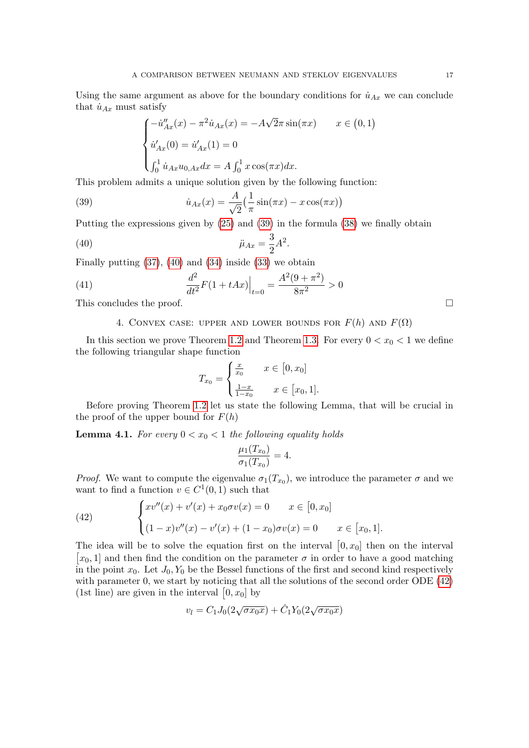Using the same argument as above for the boundary conditions for $\dot{u}_{Ax}$ we can conclude that $\dot{u}_{Ax}$ must satisfy

$$
\begin{cases}
-\dot{u}''_{Ax}(x) - \pi^2 \dot{u}_{Ax}(x) = -A\sqrt{2}\pi \sin(\pi x) & x \in (0,1) \\
\dot{u}'_{Ax}(0) = \dot{u}'_{Ax}(1) = 0 \\
\int_0^1 \dot{u}_{Ax} u_{0,Ax} dx = A \int_0^1 x\cos(\pi x) dx.
\end{cases}
$$

This problem admits a unique solution given by the following function:

$$
\dot{u}_{Ax}(x) = \frac{A}{\sqrt{2}}\Big(\frac{1}{\pi}\sin(\pi x) - x\cos(\pi x)\Big) \tag{39}
$$

Putting the expressions given by (25) and (39) in the formula (38) we finally obtain

$$
\ddot{\mu}_{Ax} = \frac{3}{2}A^2. \tag{40}
$$

Finally putting (37), (40) and (34) inside (33) we obtain

$$
\frac{d^2}{dt^2}F(1+tAx)\Big|_{t=0} = \frac{A^2(9+\pi^2)}{8\pi^2} > 0 \tag{41}
$$

This concludes the proof. □

## 4. Convex case: upper and lower bounds for $F(h)$ and $F(\Omega)$

In this section we prove Theorem 1.2 and Theorem 1.3. For every $0 < x_0 < 1$ we define the following triangular shape function

$$
T_{x_0} = \begin{cases}
\frac{x}{x_0} & x \in [0, x_0] \\
\frac{1-x}{1-x_0} & x \in [x_0, 1].
\end{cases}
$$

Before proving Theorem 1.2 let us state the following Lemma, that will be crucial in the proof of the upper bound for $F(h)$

**Lemma 4.1.** *For every $0 < x_0 < 1$ the following equality holds*

$$
\frac{\mu_1(T_{x_0})}{\sigma_1(T_{x_0})} = 4.
$$

*Proof.* We want to compute the eigenvalue $\sigma_1(T_{x_0})$, we introduce the parameter $\sigma$ and we want to find a function $v \in C^1(0,1)$ such that

$$
\begin{cases}
xv''(x) + v'(x) + x_0\sigma v(x) = 0 & x \in [0, x_0] \\
(1-x)v''(x) - v'(x) + (1-x_0)\sigma v(x) = 0 & x \in [x_0, 1].
\end{cases} \tag{42}
$$

The idea will be to solve the equation first on the interval $[0, x_0]$ then on the interval $[x_0, 1]$ and then find the condition on the parameter $\sigma$ in order to have a good matching in the point $x_0$. Let $J_0, Y_0$ be the Bessel functions of the first and second kind respectively with parameter 0, we start by noticing that all the solutions of the second order ODE (42) (1st line) are given in the interval $[0, x_0]$ by

$$
v_l = C_1 J_0(2\sqrt{\sigma x_0 x}) + \hat{C}_1 Y_0(2\sqrt{\sigma x_0 x})
$$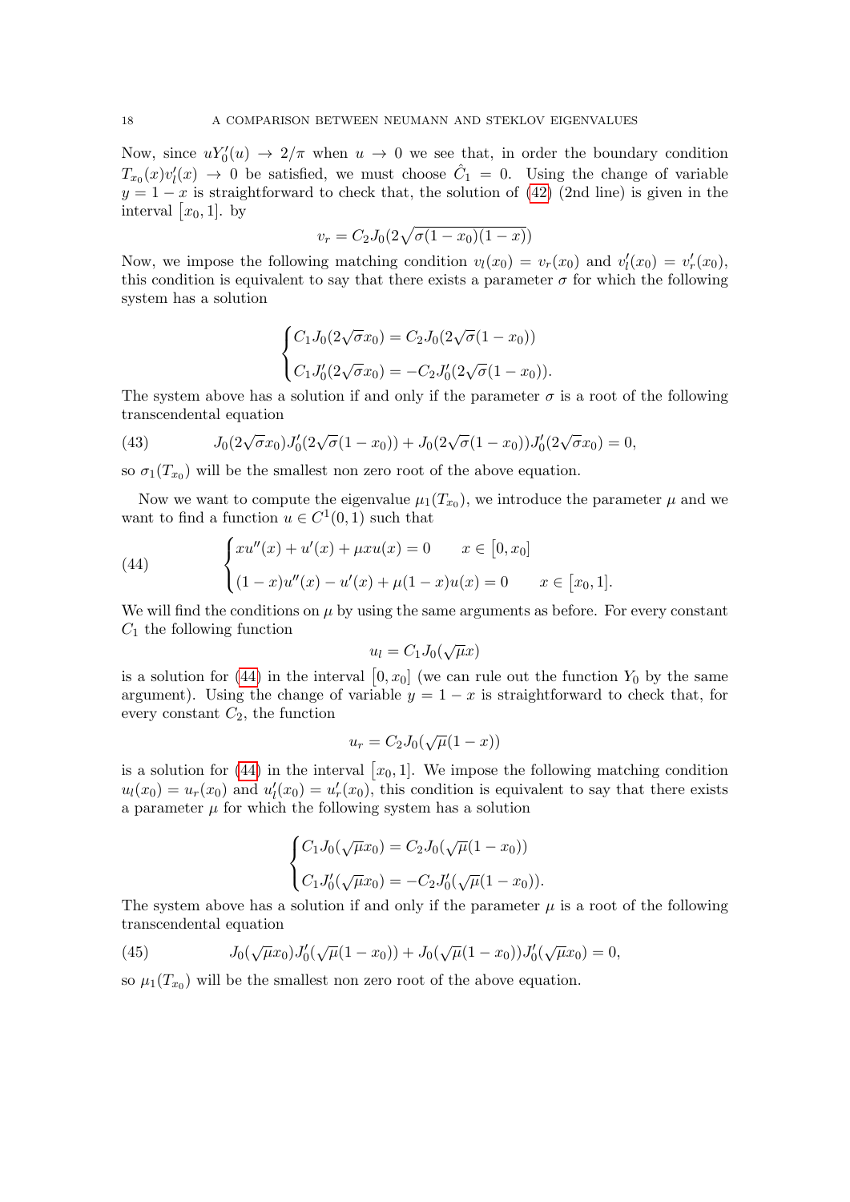Now, since $uY_0'(u) \to 2/\pi$ when $u \to 0$ we see that, in order the boundary condition $T_{x_0}(x)v_l'(x) \to 0$ be satisfied, we must choose $\hat{C}_1 = 0$. Using the change of variable $y = 1-x$ is straightforward to check that, the solution of (42) (2nd line) is given in the interval $[x_0, 1]$. by

$$v_r = C_2 J_0(2\sqrt{\sigma(1-x_0)(1-x)})$$

Now, we impose the following matching condition $v_l(x_0) = v_r(x_0)$ and $v_l'(x_0) = v_r'(x_0)$, this condition is equivalent to say that there exists a parameter $\sigma$ for which the following system has a solution

$$\begin{cases} C_1 J_0(2\sqrt{\sigma}x_0) = C_2 J_0(2\sqrt{\sigma}(1-x_0)) \\ C_1 J_0'(2\sqrt{\sigma}x_0) = -C_2 J_0'(2\sqrt{\sigma}(1-x_0)). \end{cases}$$

The system above has a solution if and only if the parameter $\sigma$ is a root of the following transcendental equation

$$J_0(2\sqrt{\sigma}x_0)J_0'(2\sqrt{\sigma}(1-x_0)) + J_0(2\sqrt{\sigma}(1-x_0))J_0'(2\sqrt{\sigma}x_0) = 0, \tag{43}$$

so $\sigma_1(T_{x_0})$ will be the smallest non zero root of the above equation.

Now we want to compute the eigenvalue $\mu_1(T_{x_0})$, we introduce the parameter $\mu$ and we want to find a function $u \in C^1(0,1)$ such that

$$\begin{cases} xu''(x) + u'(x) + \mu x u(x) = 0 & x \in [0, x_0] \\ (1-x)u''(x) - u'(x) + \mu(1-x)u(x) = 0 & x \in [x_0, 1]. \end{cases} \tag{44}$$

We will find the conditions on $\mu$ by using the same arguments as before. For every constant $C_1$ the following function

$$u_l = C_1 J_0(\sqrt{\mu}x)$$

is a solution for (44) in the interval $[0, x_0]$ (we can rule out the function $Y_0$ by the same argument). Using the change of variable $y = 1-x$ is straightforward to check that, for every constant $C_2$, the function

$$u_r = C_2 J_0(\sqrt{\mu}(1-x))$$

is a solution for (44) in the interval $[x_0, 1]$. We impose the following matching condition $u_l(x_0) = u_r(x_0)$ and $u_l'(x_0) = u_r'(x_0)$, this condition is equivalent to say that there exists a parameter $\mu$ for which the following system has a solution

$$\begin{cases} C_1 J_0(\sqrt{\mu}x_0) = C_2 J_0(\sqrt{\mu}(1-x_0)) \\ C_1 J_0'(\sqrt{\mu}x_0) = -C_2 J_0'(\sqrt{\mu}(1-x_0)). \end{cases}$$

The system above has a solution if and only if the parameter $\mu$ is a root of the following transcendental equation

$$J_0(\sqrt{\mu}x_0)J_0'(\sqrt{\mu}(1-x_0)) + J_0(\sqrt{\mu}(1-x_0))J_0'(\sqrt{\mu}x_0) = 0, \tag{45}$$

so $\mu_1(T_{x_0})$ will be the smallest non zero root of the above equation.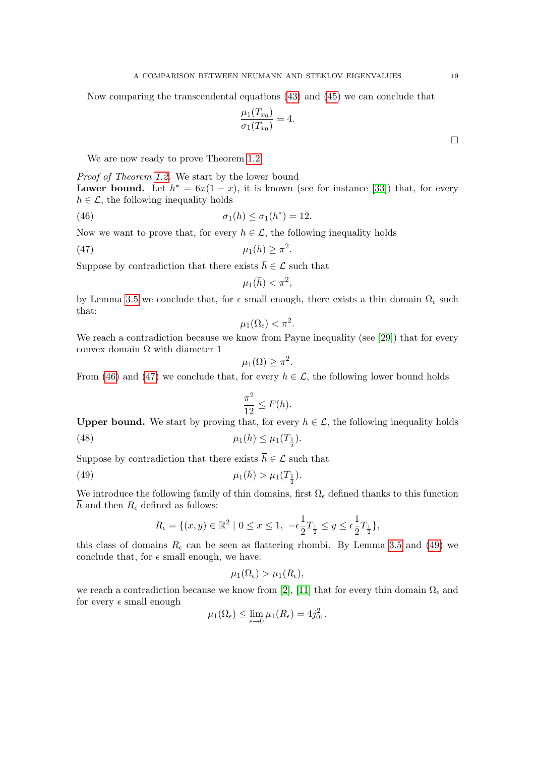Now comparing the transcendental equations (43) and (45) we can conclude that

$$\frac{\mu_1(T_{x_0})}{\sigma_1(T_{x_0})} = 4.$$

$\square$

We are now ready to prove Theorem 1.2.

*Proof of Theorem 1.2.* We start by the lower bound

**Lower bound.** Let $h^* = 6x(1-x)$, it is known (see for instance [33]) that, for every $h \in \mathcal{L}$, the following inequality holds

$$\sigma_1(h) \leq \sigma_1(h^*) = 12. \tag{46}$$

Now we want to prove that, for every $h \in \mathcal{L}$, the following inequality holds

$$\mu_1(h) \geq \pi^2. \tag{47}$$

Suppose by contradiction that there exists $\overline{h} \in \mathcal{L}$ such that

$$\mu_1(\overline{h}) < \pi^2,$$

by Lemma 3.5 we conclude that, for $\epsilon$ small enough, there exists a thin domain $\Omega_\epsilon$ such that:

$$\mu_1(\Omega_\epsilon) < \pi^2.$$

We reach a contradiction because we know from Payne inequality (see [29]) that for every convex domain $\Omega$ with diameter 1

$$\mu_1(\Omega) \geq \pi^2.$$

From (46) and (47) we conclude that, for every $h \in \mathcal{L}$, the following lower bound holds

$$\frac{\pi^2}{12} \leq F(h).$$

**Upper bound.** We start by proving that, for every $h \in \mathcal{L}$, the following inequality holds

$$\mu_1(h) \leq \mu_1(T_{\frac{1}{2}}). \tag{48}$$

Suppose by contradiction that there exists $\overline{h} \in \mathcal{L}$ such that

$$\mu_1(\overline{h}) > \mu_1(T_{\frac{1}{2}}). \tag{49}$$

We introduce the following family of thin domains, first $\Omega_\epsilon$ defined thanks to this function $\overline{h}$ and then $R_\epsilon$ defined as follows:

$$R_\epsilon = \{(x,y) \in \mathbb{R}^2 \mid 0 \leq x \leq 1, \ -\epsilon\frac{1}{2}T_{\frac{1}{2}} \leq y \leq \epsilon\frac{1}{2}T_{\frac{1}{2}}\},$$

this class of domains $R_\epsilon$ can be seen as flattering rhombi. By Lemma 3.5 and (49) we conclude that, for $\epsilon$ small enough, we have:

$$\mu_1(\Omega_\epsilon) > \mu_1(R_\epsilon),$$

we reach a contradiction because we know from [2], [11] that for every thin domain $\Omega_\epsilon$ and for every $\epsilon$ small enough

$$\mu_1(\Omega_\epsilon) \leq \lim_{\epsilon \to 0} \mu_1(R_\epsilon) = 4j_{01}^2.$$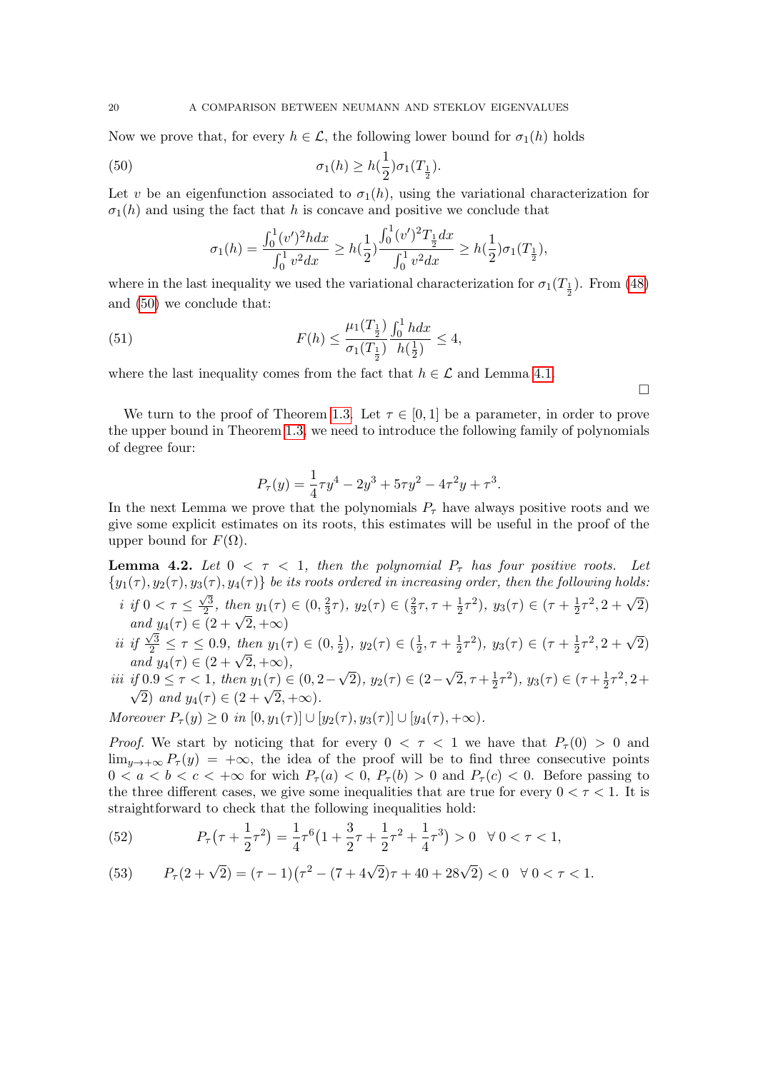Now we prove that, for every $h \in \mathcal{L}$, the following lower bound for $\sigma_1(h)$ holds

$$\sigma_1(h) \geq h(\frac{1}{2})\sigma_1(T_{\frac{1}{2}}). \tag{50}$$

Let $v$ be an eigenfunction associated to $\sigma_1(h)$, using the variational characterization for $\sigma_1(h)$ and using the fact that $h$ is concave and positive we conclude that

$$\sigma_1(h) = \frac{\int_0^1 (v')^2 h dx}{\int_0^1 v^2 dx} \geq h(\frac{1}{2}) \frac{\int_0^1 (v')^2 T_{\frac{1}{2}} dx}{\int_0^1 v^2 dx} \geq h(\frac{1}{2})\sigma_1(T_{\frac{1}{2}}),$$

where in the last inequality we used the variational characterization for $\sigma_1(T_{\frac{1}{2}})$. From (48) and (50) we conclude that:

$$F(h) \leq \frac{\mu_1(T_{\frac{1}{2}})}{\sigma_1(T_{\frac{1}{2}})} \frac{\int_0^1 h dx}{h(\frac{1}{2})} \leq 4, \tag{51}$$

where the last inequality comes from the fact that $h \in \mathcal{L}$ and Lemma 4.1.

$\square$

We turn to the proof of Theorem 1.3. Let $\tau \in [0,1]$ be a parameter, in order to prove the upper bound in Theorem 1.3, we need to introduce the following family of polynomials of degree four:

$$P_\tau(y) = \frac{1}{4}\tau y^4 - 2y^3 + 5\tau y^2 - 4\tau^2 y + \tau^3.$$

In the next Lemma we prove that the polynomials $P_\tau$ have always positive roots and we give some explicit estimates on its roots, this estimates will be useful in the proof of the upper bound for $F(\Omega)$.

**Lemma 4.2.** *Let $0 < \tau < 1$, then the polynomial $P_\tau$ has four positive roots. Let $\{y_1(\tau), y_2(\tau), y_3(\tau), y_4(\tau)\}$ be its roots ordered in increasing order, then the following holds:*

*i if $0 < \tau \leq \frac{\sqrt{3}}{2}$, then $y_1(\tau) \in (0, \frac{2}{3}\tau)$, $y_2(\tau) \in (\frac{2}{3}\tau, \tau + \frac{1}{2}\tau^2)$, $y_3(\tau) \in (\tau + \frac{1}{2}\tau^2, 2 + \sqrt{2})$ and $y_4(\tau) \in (2 + \sqrt{2}, +\infty)$*

*ii if $\frac{\sqrt{3}}{2} \leq \tau \leq 0.9$, then $y_1(\tau) \in (0, \frac{1}{2})$, $y_2(\tau) \in (\frac{1}{2}, \tau + \frac{1}{2}\tau^2)$, $y_3(\tau) \in (\tau + \frac{1}{2}\tau^2, 2 + \sqrt{2})$ and $y_4(\tau) \in (2 + \sqrt{2}, +\infty)$,*

*iii if $0.9 \leq \tau < 1$, then $y_1(\tau) \in (0, 2 - \sqrt{2})$, $y_2(\tau) \in (2 - \sqrt{2}, \tau + \frac{1}{2}\tau^2)$, $y_3(\tau) \in (\tau + \frac{1}{2}\tau^2, 2 + \sqrt{2})$ and $y_4(\tau) \in (2 + \sqrt{2}, +\infty)$.*

*Moreover $P_\tau(y) \geq 0$ in $[0, y_1(\tau)] \cup [y_2(\tau), y_3(\tau)] \cup [y_4(\tau), +\infty)$.*

*Proof.* We start by noticing that for every $0 < \tau < 1$ we have that $P_\tau(0) > 0$ and $\lim_{y \to +\infty} P_\tau(y) = +\infty$, the idea of the proof will be to find three consecutive points $0 < a < b < c < +\infty$ for wich $P_\tau(a) < 0$, $P_\tau(b) > 0$ and $P_\tau(c) < 0$. Before passing to the three different cases, we give some inequalities that are true for every $0 < \tau < 1$. It is straightforward to check that the following inequalities hold:

$$P_\tau\big(\tau + \frac{1}{2}\tau^2\big) = \frac{1}{4}\tau^6\big(1 + \frac{3}{2}\tau + \frac{1}{2}\tau^2 + \frac{1}{4}\tau^3\big) > 0 \quad \forall\, 0 < \tau < 1, \tag{52}$$

$$P_\tau(2 + \sqrt{2}) = (\tau - 1)\big(\tau^2 - (7 + 4\sqrt{2})\tau + 40 + 28\sqrt{2}\big) < 0 \quad \forall\, 0 < \tau < 1. \tag{53}$$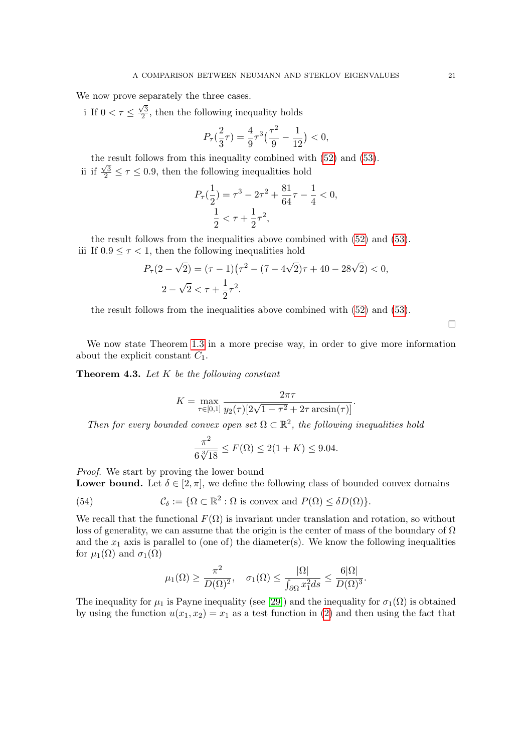We now prove separately the three cases.

i If $0 < \tau \leq \frac{\sqrt{3}}{2}$, then the following inequality holds

$$P_\tau(\frac{2}{3}\tau) = \frac{4}{9}\tau^3(\frac{\tau^2}{9} - \frac{1}{12}) < 0,$$

the result follows from this inequality combined with (52) and (53).

ii if $\frac{\sqrt{3}}{2} \leq \tau \leq 0.9$, then the following inequalities hold

$$P_\tau(\frac{1}{2}) = \tau^3 - 2\tau^2 + \frac{81}{64}\tau - \frac{1}{4} < 0,$$
$$\frac{1}{2} < \tau + \frac{1}{2}\tau^2,$$

the result follows from the inequalities above combined with (52) and (53).

iii If $0.9 \leq \tau < 1$, then the following inequalities hold

$$P_\tau(2-\sqrt{2}) = (\tau - 1)\big(\tau^2 - (7-4\sqrt{2})\tau + 40 - 28\sqrt{2}\big) < 0,$$
$$2 - \sqrt{2} < \tau + \frac{1}{2}\tau^2.$$

the result follows from the inequalities above combined with (52) and (53).

□

We now state Theorem 1.3 in a more precise way, in order to give more information about the explicit constant $C_1$.

**Theorem 4.3.** *Let $K$ be the following constant*

$$K = \max_{\tau \in [0,1]} \frac{2\pi\tau}{y_2(\tau)[2\sqrt{1-\tau^2} + 2\tau \arcsin(\tau)]}.$$

*Then for every bounded convex open set $\Omega \subset \mathbb{R}^2$, the following inequalities hold*

$$\frac{\pi^2}{6\sqrt[3]{18}} \leq F(\Omega) \leq 2(1+K) \leq 9.04.$$

*Proof.* We start by proving the lower bound

**Lower bound.** Let $\delta \in [2, \pi]$, we define the following class of bounded convex domains

$$\mathcal{C}_\delta := \{\Omega \subset \mathbb{R}^2 : \Omega \text{ is convex and } P(\Omega) \leq \delta D(\Omega)\}. \tag{54}$$

We recall that the functional $F(\Omega)$ is invariant under translation and rotation, so without loss of generality, we can assume that the origin is the center of mass of the boundary of $\Omega$ and the $x_1$ axis is parallel to (one of) the diameter(s). We know the following inequalities for $\mu_1(\Omega)$ and $\sigma_1(\Omega)$

$$\mu_1(\Omega) \geq \frac{\pi^2}{D(\Omega)^2}, \quad \sigma_1(\Omega) \leq \frac{|\Omega|}{\int_{\partial\Omega} x_1^2 ds} \leq \frac{6|\Omega|}{D(\Omega)^3}.$$

The inequality for $\mu_1$ is Payne inequality (see [29]) and the inequality for $\sigma_1(\Omega)$ is obtained by using the function $u(x_1, x_2) = x_1$ as a test function in (2) and then using the fact that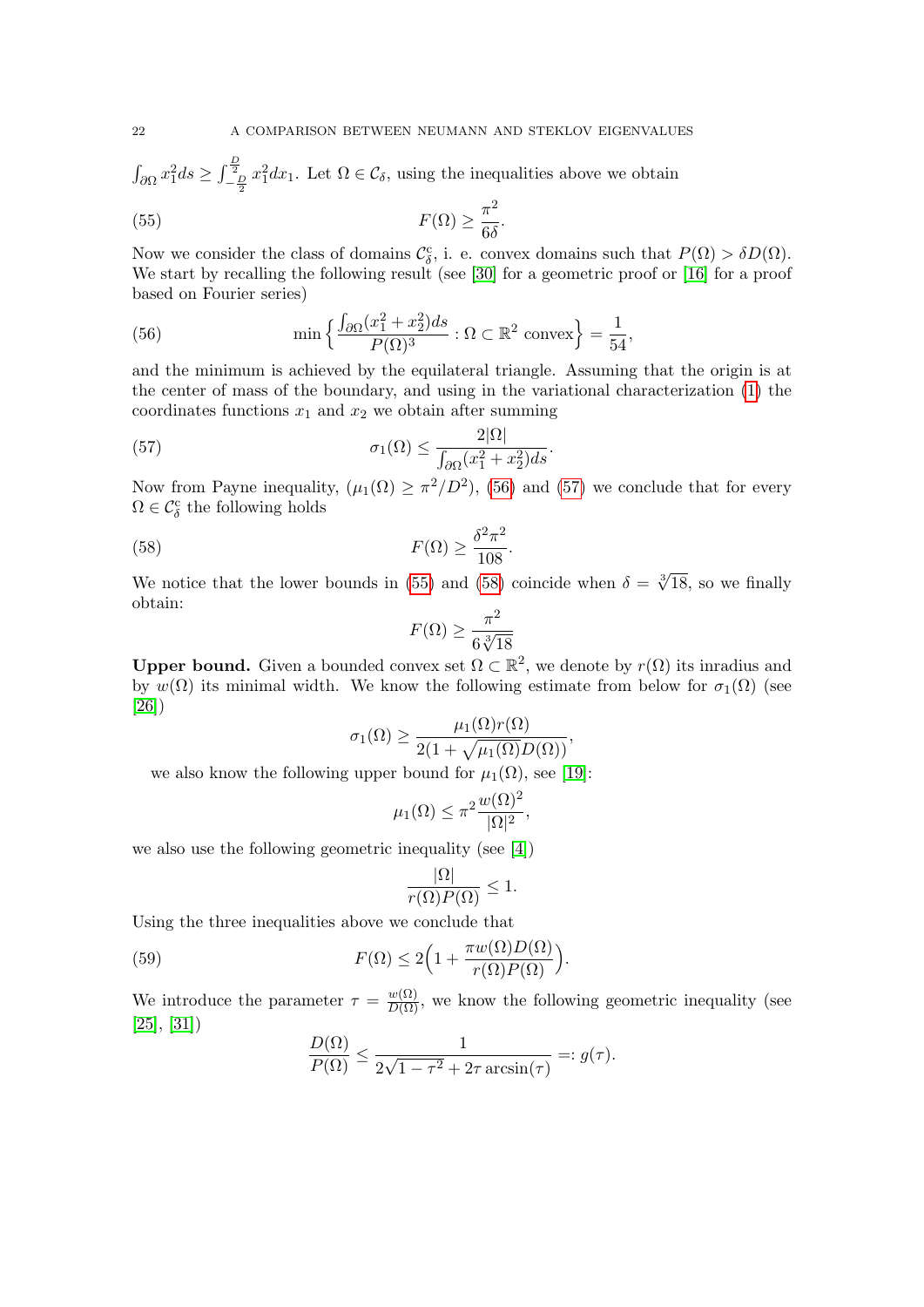$\int_{\partial\Omega} x_1^2 ds \geq \int_{-\frac{D}{2}}^{\frac{D}{2}} x_1^2 dx_1$. Let $\Omega \in \mathcal{C}_\delta$, using the inequalities above we obtain

$$F(\Omega) \geq \frac{\pi^2}{6\delta}. \tag{55}$$

Now we consider the class of domains $\mathcal{C}_\delta^c$, i. e. convex domains such that $P(\Omega) > \delta D(\Omega)$. We start by recalling the following result (see [30] for a geometric proof or [16] for a proof based on Fourier series)

$$\min\Big\{\frac{\int_{\partial\Omega}(x_1^2+x_2^2)ds}{P(\Omega)^3} : \Omega \subset \mathbb{R}^2 \text{ convex}\Big\} = \frac{1}{54}, \tag{56}$$

and the minimum is achieved by the equilateral triangle. Assuming that the origin is at the center of mass of the boundary, and using in the variational characterization (1) the coordinates functions $x_1$ and $x_2$ we obtain after summing

$$\sigma_1(\Omega) \leq \frac{2|\Omega|}{\int_{\partial\Omega}(x_1^2+x_2^2)ds}. \tag{57}$$

Now from Payne inequality, ($\mu_1(\Omega) \geq \pi^2/D^2$), (56) and (57) we conclude that for every $\Omega \in \mathcal{C}_\delta^c$ the following holds

$$F(\Omega) \geq \frac{\delta^2\pi^2}{108}. \tag{58}$$

We notice that the lower bounds in (55) and (58) coincide when $\delta = \sqrt[3]{18}$, so we finally obtain:

$$F(\Omega) \geq \frac{\pi^2}{6\sqrt[3]{18}}$$

**Upper bound.** Given a bounded convex set $\Omega \subset \mathbb{R}^2$, we denote by $r(\Omega)$ its inradius and by $w(\Omega)$ its minimal width. We know the following estimate from below for $\sigma_1(\Omega)$ (see [26])

$$\sigma_1(\Omega) \geq \frac{\mu_1(\Omega)r(\Omega)}{2(1+\sqrt{\mu_1(\Omega)}D(\Omega))},$$

we also know the following upper bound for $\mu_1(\Omega)$, see [19]:

$$\mu_1(\Omega) \leq \pi^2\frac{w(\Omega)^2}{|\Omega|^2},$$

we also use the following geometric inequality (see [4])

$$\frac{|\Omega|}{r(\Omega)P(\Omega)} \leq 1.$$

Using the three inequalities above we conclude that

$$F(\Omega) \leq 2\Big(1+\frac{\pi w(\Omega)D(\Omega)}{r(\Omega)P(\Omega)}\Big). \tag{59}$$

We introduce the parameter $\tau = \frac{w(\Omega)}{D(\Omega)}$, we know the following geometric inequality (see [25], [31])

$$\frac{D(\Omega)}{P(\Omega)} \leq \frac{1}{2\sqrt{1-\tau^2}+2\tau\arcsin(\tau)} =: g(\tau).$$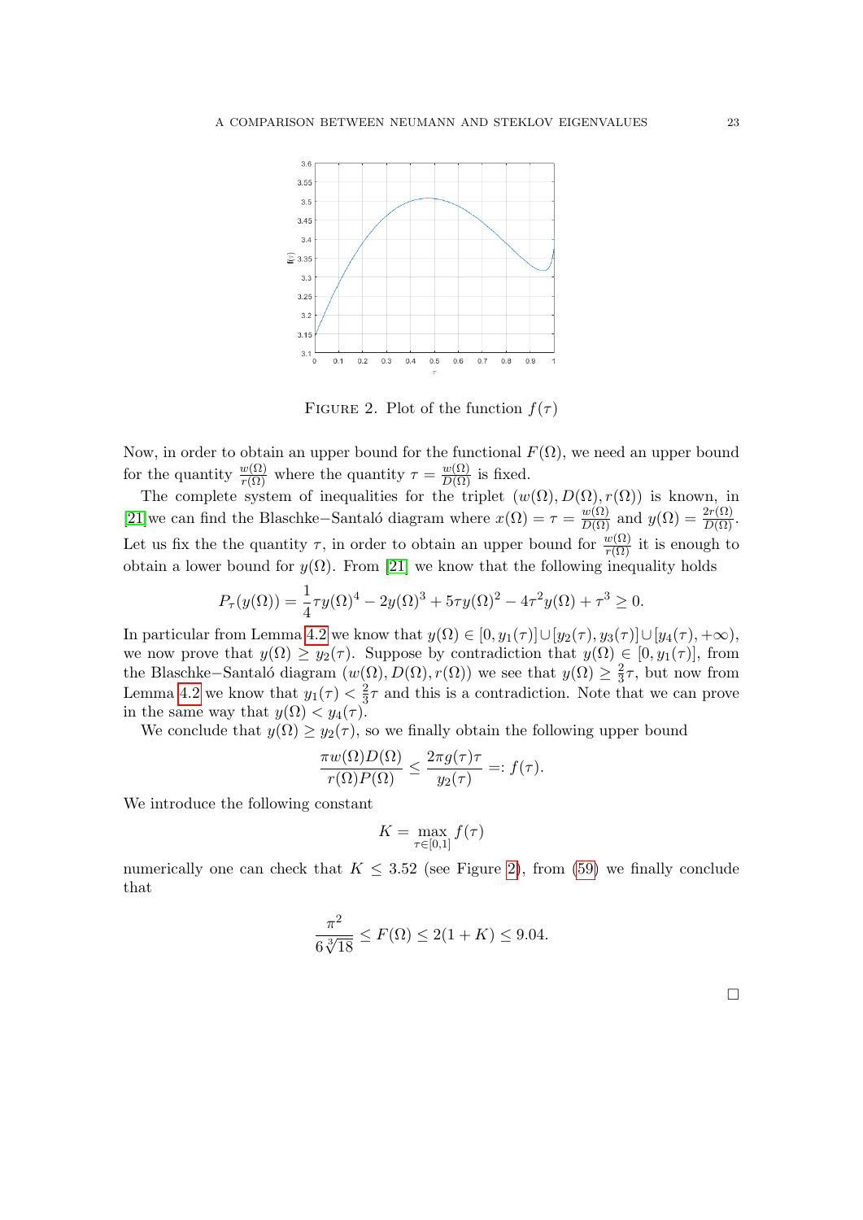FIGURE 2. Plot of the function $f(\tau)$

Now, in order to obtain an upper bound for the functional $F(\Omega)$, we need an upper bound for the quantity $\frac{w(\Omega)}{r(\Omega)}$ where the quantity $\tau = \frac{w(\Omega)}{D(\Omega)}$ is fixed.

The complete system of inequalities for the triplet $(w(\Omega), D(\Omega), r(\Omega))$ is known, in [21]we can find the Blaschke−Santaló diagram where $x(\Omega) = \tau = \frac{w(\Omega)}{D(\Omega)}$ and $y(\Omega) = \frac{2r(\Omega)}{D(\Omega)}$. Let us fix the the quantity $\tau$, in order to obtain an upper bound for $\frac{w(\Omega)}{r(\Omega)}$ it is enough to obtain a lower bound for $y(\Omega)$. From [21] we know that the following inequality holds

$$P_\tau(y(\Omega)) = \frac{1}{4}\tau y(\Omega)^4 - 2y(\Omega)^3 + 5\tau y(\Omega)^2 - 4\tau^2 y(\Omega) + \tau^3 \geq 0.$$

In particular from Lemma 4.2 we know that $y(\Omega) \in [0, y_1(\tau)] \cup [y_2(\tau), y_3(\tau)] \cup [y_4(\tau), +\infty)$, we now prove that $y(\Omega) \geq y_2(\tau)$. Suppose by contradiction that $y(\Omega) \in [0, y_1(\tau)]$, from the Blaschke−Santaló diagram $(w(\Omega), D(\Omega), r(\Omega))$ we see that $y(\Omega) \geq \frac{2}{3}\tau$, but now from Lemma 4.2 we know that $y_1(\tau) < \frac{2}{3}\tau$ and this is a contradiction. Note that we can prove in the same way that $y(\Omega) < y_4(\tau)$.

We conclude that $y(\Omega) \geq y_2(\tau)$, so we finally obtain the following upper bound

$$\frac{\pi w(\Omega) D(\Omega)}{r(\Omega) P(\Omega)} \leq \frac{2\pi g(\tau)\tau}{y_2(\tau)} =: f(\tau).$$

We introduce the following constant

$$K = \max_{\tau \in [0,1]} f(\tau)$$

numerically one can check that $K \leq 3.52$ (see Figure 2), from (59) we finally conclude that

$$\frac{\pi^2}{6\sqrt[3]{18}} \leq F(\Omega) \leq 2(1 + K) \leq 9.04.$$

□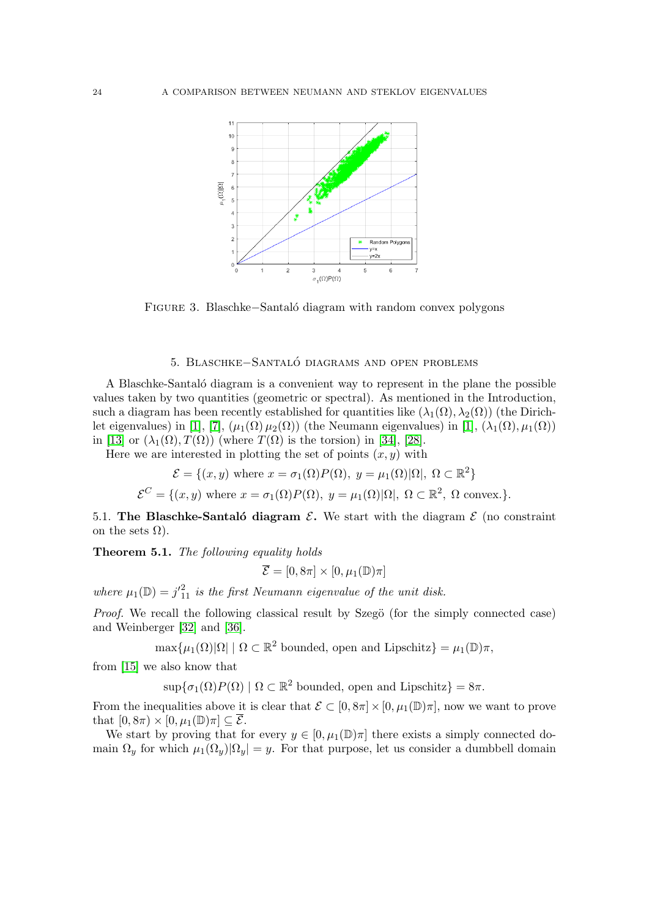FIGURE 3. Blaschke−Santaló diagram with random convex polygons

## 5. Blaschke−Santaló diagrams and open problems

A Blaschke-Santaló diagram is a convenient way to represent in the plane the possible values taken by two quantities (geometric or spectral). As mentioned in the Introduction, such a diagram has been recently established for quantities like $(\lambda_1(\Omega), \lambda_2(\Omega))$ (the Dirichlet eigenvalues) in [1], [7], $(\mu_1(\Omega)\, \mu_2(\Omega))$ (the Neumann eigenvalues) in [1], $(\lambda_1(\Omega), \mu_1(\Omega))$ in [13] or $(\lambda_1(\Omega), T(\Omega))$ (where $T(\Omega)$ is the torsion) in [34], [28].

Here we are interested in plotting the set of points $(x, y)$ with

$$\mathcal{E} = \{(x, y) \text{ where } x = \sigma_1(\Omega)P(\Omega),\ y = \mu_1(\Omega)|\Omega|,\ \Omega \subset \mathbb{R}^2\}$$

$$\mathcal{E}^C = \{(x, y) \text{ where } x = \sigma_1(\Omega)P(\Omega),\ y = \mu_1(\Omega)|\Omega|,\ \Omega \subset \mathbb{R}^2,\ \Omega \text{ convex.}\}.$$

**5.1. The Blaschke-Santaló diagram $\mathcal{E}$.** We start with the diagram $\mathcal{E}$ (no constraint on the sets $\Omega$).

**Theorem 5.1.** *The following equality holds*

$$\overline{\mathcal{E}} = [0, 8\pi] \times [0, \mu_1(\mathbb{D})\pi]$$

*where $\mu_1(\mathbb{D}) = j'^2_{11}$ is the first Neumann eigenvalue of the unit disk.*

*Proof.* We recall the following classical result by Szegö (for the simply connected case) and Weinberger [32] and [36].

$$\max\{\mu_1(\Omega)|\Omega| \mid \Omega \subset \mathbb{R}^2 \text{ bounded, open and Lipschitz}\} = \mu_1(\mathbb{D})\pi,$$

from [15] we also know that

$$\sup\{\sigma_1(\Omega)P(\Omega) \mid \Omega \subset \mathbb{R}^2 \text{ bounded, open and Lipschitz}\} = 8\pi.$$

From the inequalities above it is clear that $\mathcal{E} \subset [0, 8\pi] \times [0, \mu_1(\mathbb{D})\pi]$, now we want to prove that $[0, 8\pi) \times [0, \mu_1(\mathbb{D})\pi] \subseteq \overline{\mathcal{E}}$.

We start by proving that for every $y \in [0, \mu_1(\mathbb{D})\pi]$ there exists a simply connected domain $\Omega_y$ for which $\mu_1(\Omega_y)|\Omega_y| = y$. For that purpose, let us consider a dumbbell domain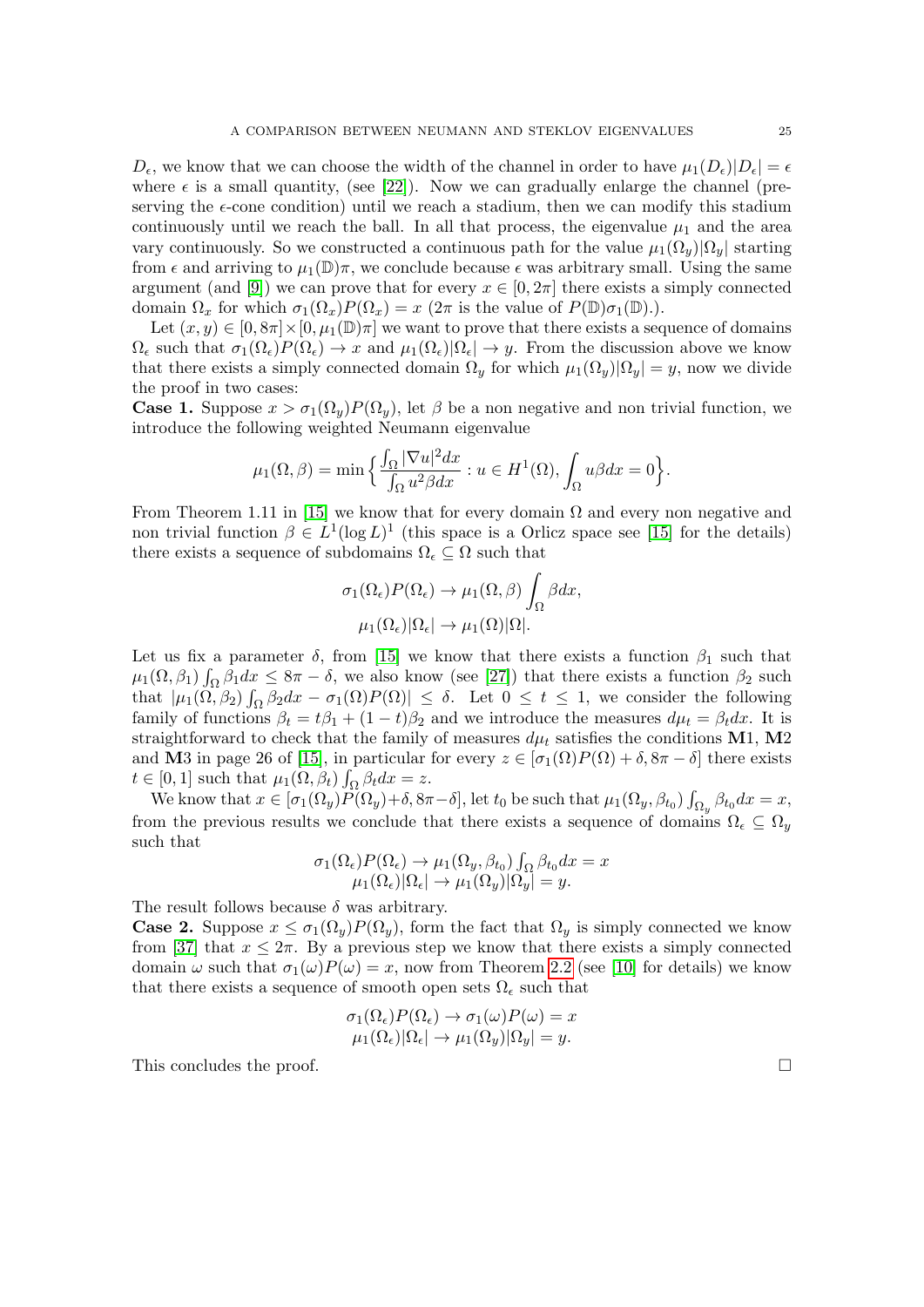$D_\epsilon$, we know that we can choose the width of the channel in order to have $\mu_1(D_\epsilon)|D_\epsilon| = \epsilon$ where $\epsilon$ is a small quantity, (see [22]). Now we can gradually enlarge the channel (preserving the $\epsilon$-cone condition) until we reach a stadium, then we can modify this stadium continuously until we reach the ball. In all that process, the eigenvalue $\mu_1$ and the area vary continuously. So we constructed a continuous path for the value $\mu_1(\Omega_y)|\Omega_y|$ starting from $\epsilon$ and arriving to $\mu_1(\mathbb{D})\pi$, we conclude because $\epsilon$ was arbitrary small. Using the same argument (and [9]) we can prove that for every $x \in [0, 2\pi]$ there exists a simply connected domain $\Omega_x$ for which $\sigma_1(\Omega_x)P(\Omega_x) = x$ ($2\pi$ is the value of $P(\mathbb{D})\sigma_1(\mathbb{D})$.).

Let $(x, y) \in [0, 8\pi] \times [0, \mu_1(\mathbb{D})\pi]$ we want to prove that there exists a sequence of domains $\Omega_\epsilon$ such that $\sigma_1(\Omega_\epsilon)P(\Omega_\epsilon) \to x$ and $\mu_1(\Omega_\epsilon)|\Omega_\epsilon| \to y$. From the discussion above we know that there exists a simply connected domain $\Omega_y$ for which $\mu_1(\Omega_y)|\Omega_y| = y$, now we divide the proof in two cases:

**Case 1.** Suppose $x > \sigma_1(\Omega_y)P(\Omega_y)$, let $\beta$ be a non negative and non trivial function, we introduce the following weighted Neumann eigenvalue

$$\mu_1(\Omega, \beta) = \min\Big\{ \frac{\int_\Omega |\nabla u|^2 dx}{\int_\Omega u^2 \beta dx} : u \in H^1(\Omega), \int_\Omega u\beta dx = 0 \Big\}.$$

From Theorem 1.11 in [15] we know that for every domain $\Omega$ and every non negative and non trivial function $\beta \in L^1(\log L)^1$ (this space is a Orlicz space see [15] for the details) there exists a sequence of subdomains $\Omega_\epsilon \subseteq \Omega$ such that

$$\sigma_1(\Omega_\epsilon)P(\Omega_\epsilon) \to \mu_1(\Omega, \beta)\int_\Omega \beta dx,$$
$$\mu_1(\Omega_\epsilon)|\Omega_\epsilon| \to \mu_1(\Omega)|\Omega|.$$

Let us fix a parameter $\delta$, from [15] we know that there exists a function $\beta_1$ such that $\mu_1(\Omega, \beta_1)\int_\Omega \beta_1 dx \leq 8\pi - \delta$, we also know (see [27]) that there exists a function $\beta_2$ such that $|\mu_1(\Omega, \beta_2)\int_\Omega \beta_2 dx - \sigma_1(\Omega)P(\Omega)| \leq \delta$. Let $0 \leq t \leq 1$, we consider the following family of functions $\beta_t = t\beta_1 + (1-t)\beta_2$ and we introduce the measures $d\mu_t = \beta_t dx$. It is straightforward to check that the family of measures $d\mu_t$ satisfies the conditions **M**1, **M**2 and **M**3 in page 26 of [15], in particular for every $z \in [\sigma_1(\Omega)P(\Omega) + \delta, 8\pi - \delta]$ there exists $t \in [0, 1]$ such that $\mu_1(\Omega, \beta_t)\int_\Omega \beta_t dx = z$.

We know that $x \in [\sigma_1(\Omega_y)P(\Omega_y) + \delta, 8\pi - \delta]$, let $t_0$ be such that $\mu_1(\Omega_y, \beta_{t_0})\int_{\Omega_y} \beta_{t_0} dx = x$, from the previous results we conclude that there exists a sequence of domains $\Omega_\epsilon \subseteq \Omega_y$ such that

$$\sigma_1(\Omega_\epsilon)P(\Omega_\epsilon) \to \mu_1(\Omega_y, \beta_{t_0})\textstyle\int_\Omega \beta_{t_0} dx = x$$
$$\mu_1(\Omega_\epsilon)|\Omega_\epsilon| \to \mu_1(\Omega_y)|\Omega_y| = y.$$

The result follows because $\delta$ was arbitrary.

**Case 2.** Suppose $x \leq \sigma_1(\Omega_y)P(\Omega_y)$, form the fact that $\Omega_y$ is simply connected we know from [37] that $x \leq 2\pi$. By a previous step we know that there exists a simply connected domain $\omega$ such that $\sigma_1(\omega)P(\omega) = x$, now from Theorem 2.2 (see [10] for details) we know that there exists a sequence of smooth open sets $\Omega_\epsilon$ such that

$$\sigma_1(\Omega_\epsilon)P(\Omega_\epsilon) \to \sigma_1(\omega)P(\omega) = x$$
$$\mu_1(\Omega_\epsilon)|\Omega_\epsilon| \to \mu_1(\Omega_y)|\Omega_y| = y.$$

This concludes the proof. $\square$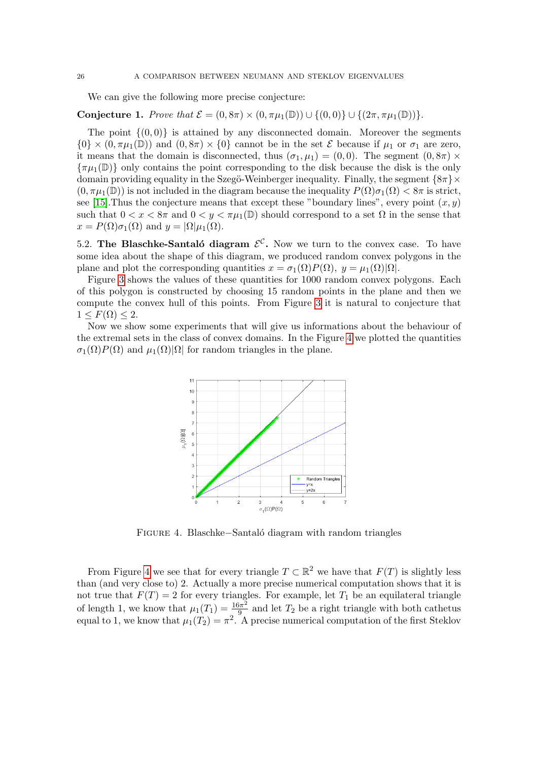We can give the following more precise conjecture:

**Conjecture 1.** *Prove that* $\mathcal{E} = (0, 8\pi) \times (0, \pi\mu_1(\mathbb{D})) \cup \{(0,0)\} \cup \{(2\pi, \pi\mu_1(\mathbb{D}))\}$.

The point $\{(0,0)\}$ is attained by any disconnected domain. Moreover the segments $\{0\} \times (0, \pi\mu_1(\mathbb{D}))$ and $(0, 8\pi) \times \{0\}$ cannot be in the set $\mathcal{E}$ because if $\mu_1$ or $\sigma_1$ are zero, it means that the domain is disconnected, thus $(\sigma_1, \mu_1) = (0,0)$. The segment $(0, 8\pi) \times \{\pi\mu_1(\mathbb{D})\}$ only contains the point corresponding to the disk because the disk is the only domain providing equality in the Szegö-Weinberger inequality. Finally, the segment $\{8\pi\} \times (0, \pi\mu_1(\mathbb{D}))$ is not included in the diagram because the inequality $P(\Omega)\sigma_1(\Omega) < 8\pi$ is strict, see [15].Thus the conjecture means that except these "boundary lines", every point $(x, y)$ such that $0 < x < 8\pi$ and $0 < y < \pi\mu_1(\mathbb{D})$ should correspond to a set $\Omega$ in the sense that $x = P(\Omega)\sigma_1(\Omega)$ and $y = |\Omega|\mu_1(\Omega)$.

5.2. **The Blaschke-Santaló diagram $\mathcal{E}^{\mathcal{C}}$.** Now we turn to the convex case. To have some idea about the shape of this diagram, we produced random convex polygons in the plane and plot the corresponding quantities $x = \sigma_1(\Omega)P(\Omega),\ y = \mu_1(\Omega)|\Omega|$.

Figure 3 shows the values of these quantities for 1000 random convex polygons. Each of this polygon is constructed by choosing 15 random points in the plane and then we compute the convex hull of this points. From Figure 3 it is natural to conjecture that $1 \leq F(\Omega) \leq 2$.

Now we show some experiments that will give us informations about the behaviour of the extremal sets in the class of convex domains. In the Figure 4 we plotted the quantities $\sigma_1(\Omega)P(\Omega)$ and $\mu_1(\Omega)|\Omega|$ for random triangles in the plane.

FIGURE 4. Blaschke−Santaló diagram with random triangles

From Figure 4 we see that for every triangle $T \subset \mathbb{R}^2$ we have that $F(T)$ is slightly less than (and very close to) 2. Actually a more precise numerical computation shows that it is not true that $F(T) = 2$ for every triangles. For example, let $T_1$ be an equilateral triangle of length 1, we know that $\mu_1(T_1) = \frac{16\pi^2}{9}$ and let $T_2$ be a right triangle with both cathetus equal to 1, we know that $\mu_1(T_2) = \pi^2$. A precise numerical computation of the first Steklov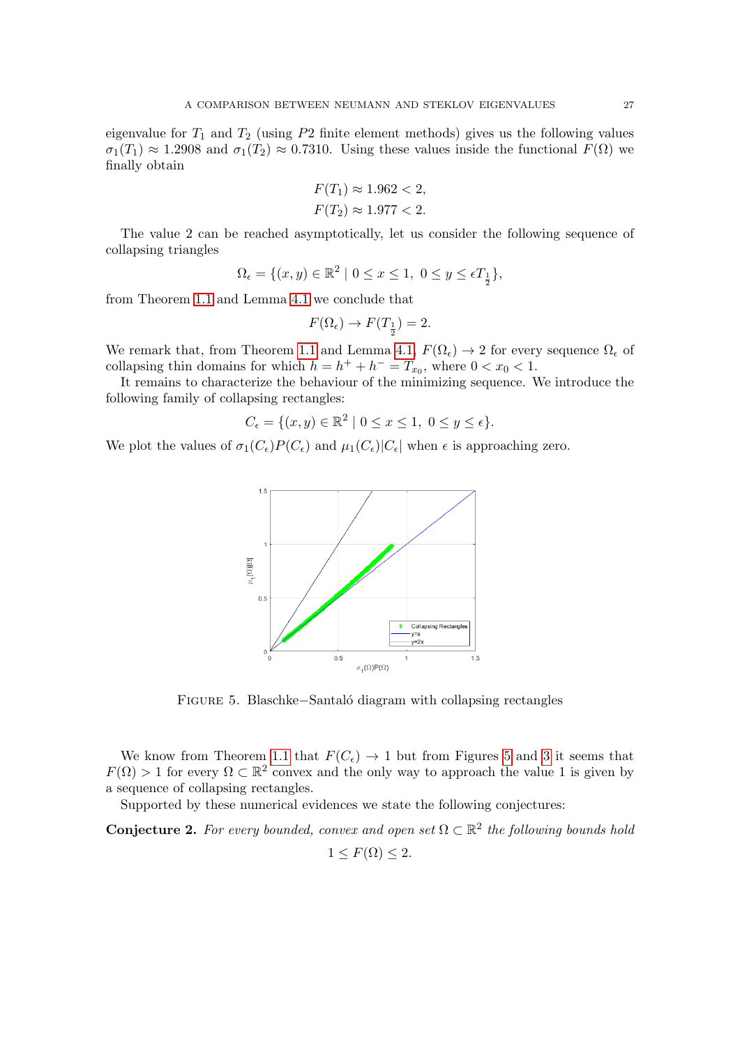eigenvalue for $T_1$ and $T_2$ (using $P2$ finite element methods) gives us the following values $\sigma_1(T_1) \approx 1.2908$ and $\sigma_1(T_2) \approx 0.7310$. Using these values inside the functional $F(\Omega)$ we finally obtain

$$F(T_1) \approx 1.962 < 2,$$
$$F(T_2) \approx 1.977 < 2.$$

The value 2 can be reached asymptotically, let us consider the following sequence of collapsing triangles

$$\Omega_\epsilon = \{(x, y) \in \mathbb{R}^2 \mid 0 \leq x \leq 1,\ 0 \leq y \leq \epsilon T_{\frac{1}{2}}\},$$

from Theorem 1.1 and Lemma 4.1 we conclude that

$$F(\Omega_\epsilon) \to F(T_{\frac{1}{2}}) = 2.$$

We remark that, from Theorem 1.1 and Lemma 4.1, $F(\Omega_\epsilon) \to 2$ for every sequence $\Omega_\epsilon$ of collapsing thin domains for which $h = h^+ + h^- = T_{x_0}$, where $0 < x_0 < 1$.

It remains to characterize the behaviour of the minimizing sequence. We introduce the following family of collapsing rectangles:

$$C_\epsilon = \{(x, y) \in \mathbb{R}^2 \mid 0 \leq x \leq 1,\ 0 \leq y \leq \epsilon\}.$$

We plot the values of $\sigma_1(C_\epsilon)P(C_\epsilon)$ and $\mu_1(C_\epsilon)|C_\epsilon|$ when $\epsilon$ is approaching zero.

Figure 5. Blaschke−Santaló diagram with collapsing rectangles

We know from Theorem 1.1 that $F(C_\epsilon) \to 1$ but from Figures 5 and 3 it seems that $F(\Omega) > 1$ for every $\Omega \subset \mathbb{R}^2$ convex and the only way to approach the value 1 is given by a sequence of collapsing rectangles.

Supported by these numerical evidences we state the following conjectures:

**Conjecture 2.** *For every bounded, convex and open set $\Omega \subset \mathbb{R}^2$ the following bounds hold*

$$1 \leq F(\Omega) \leq 2.$$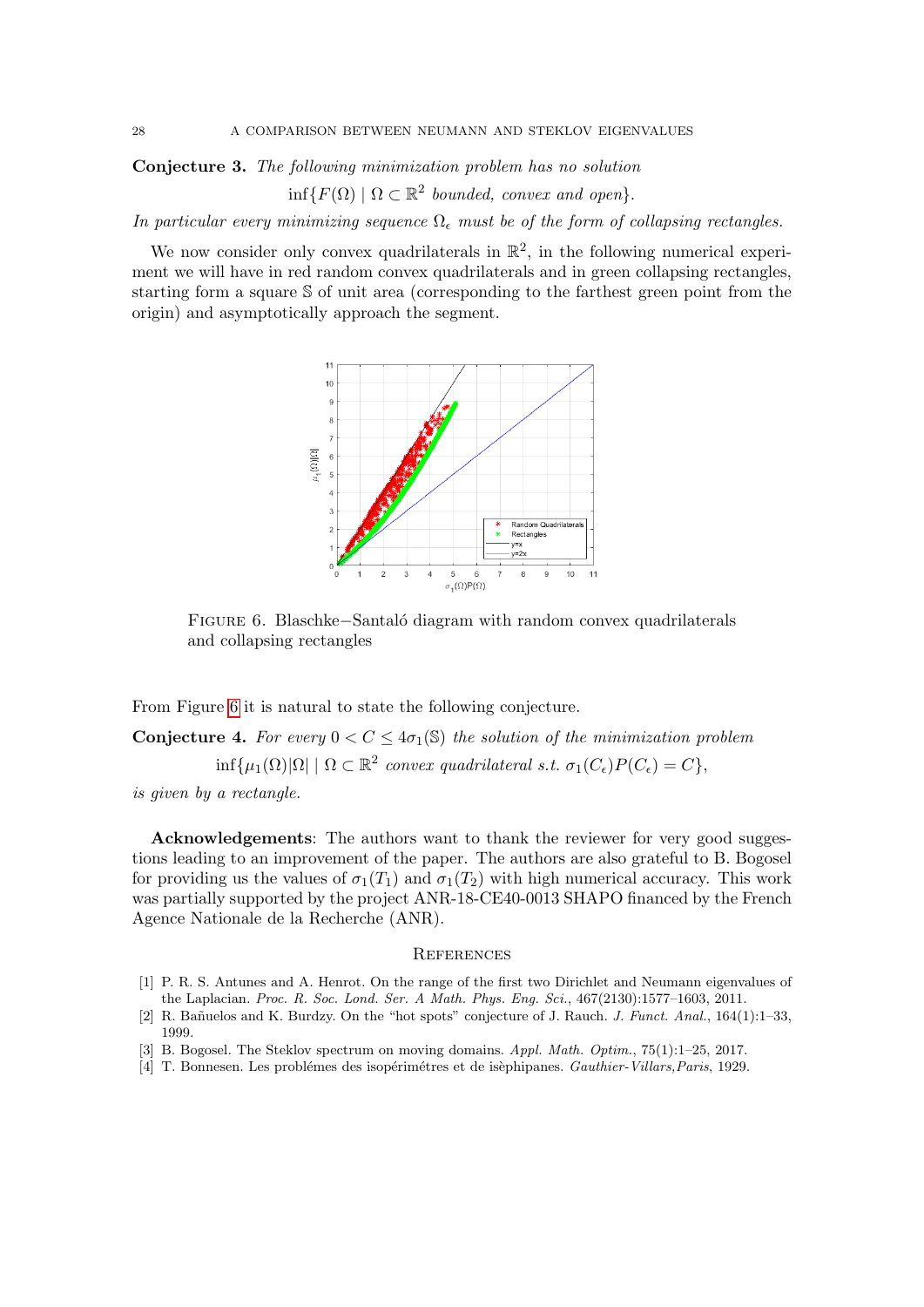**Conjecture 3.** *The following minimization problem has no solution*

$$\inf\{F(\Omega) \mid \Omega \subset \mathbb{R}^2 \text{ bounded, convex and open}\}.$$

*In particular every minimizing sequence $\Omega_\epsilon$ must be of the form of collapsing rectangles.*

We now consider only convex quadrilaterals in $\mathbb{R}^2$, in the following numerical experiment we will have in red random convex quadrilaterals and in green collapsing rectangles, starting form a square $\mathbb{S}$ of unit area (corresponding to the farthest green point from the origin) and asymptotically approach the segment.

Figure 6. Blaschke−Santaló diagram with random convex quadrilaterals and collapsing rectangles

From Figure 6 it is natural to state the following conjecture.

**Conjecture 4.** *For every $0 < C \leq 4\sigma_1(\mathbb{S})$ the solution of the minimization problem*

$$\inf\{\mu_1(\Omega)|\Omega| \mid \Omega \subset \mathbb{R}^2 \text{ convex quadrilateral s.t. } \sigma_1(C_\epsilon)P(C_\epsilon) = C\},$$

*is given by a rectangle.*

**Acknowledgements**: The authors want to thank the reviewer for very good suggestions leading to an improvement of the paper. The authors are also grateful to B. Bogosel for providing us the values of $\sigma_1(T_1)$ and $\sigma_1(T_2)$ with high numerical accuracy. This work was partially supported by the project ANR-18-CE40-0013 SHAPO financed by the French Agence Nationale de la Recherche (ANR).

## References

[1] P. R. S. Antunes and A. Henrot. On the range of the first two Dirichlet and Neumann eigenvalues of the Laplacian. *Proc. R. Soc. Lond. Ser. A Math. Phys. Eng. Sci.*, 467(2130):1577–1603, 2011.

[2] R. Bañuelos and K. Burdzy. On the "hot spots" conjecture of J. Rauch. *J. Funct. Anal.*, 164(1):1–33, 1999.

[3] B. Bogosel. The Steklov spectrum on moving domains. *Appl. Math. Optim.*, 75(1):1–25, 2017.

[4] T. Bonnesen. Les problémes des isopérimétres et de isèphipanes. *Gauthier-Villars,Paris*, 1929.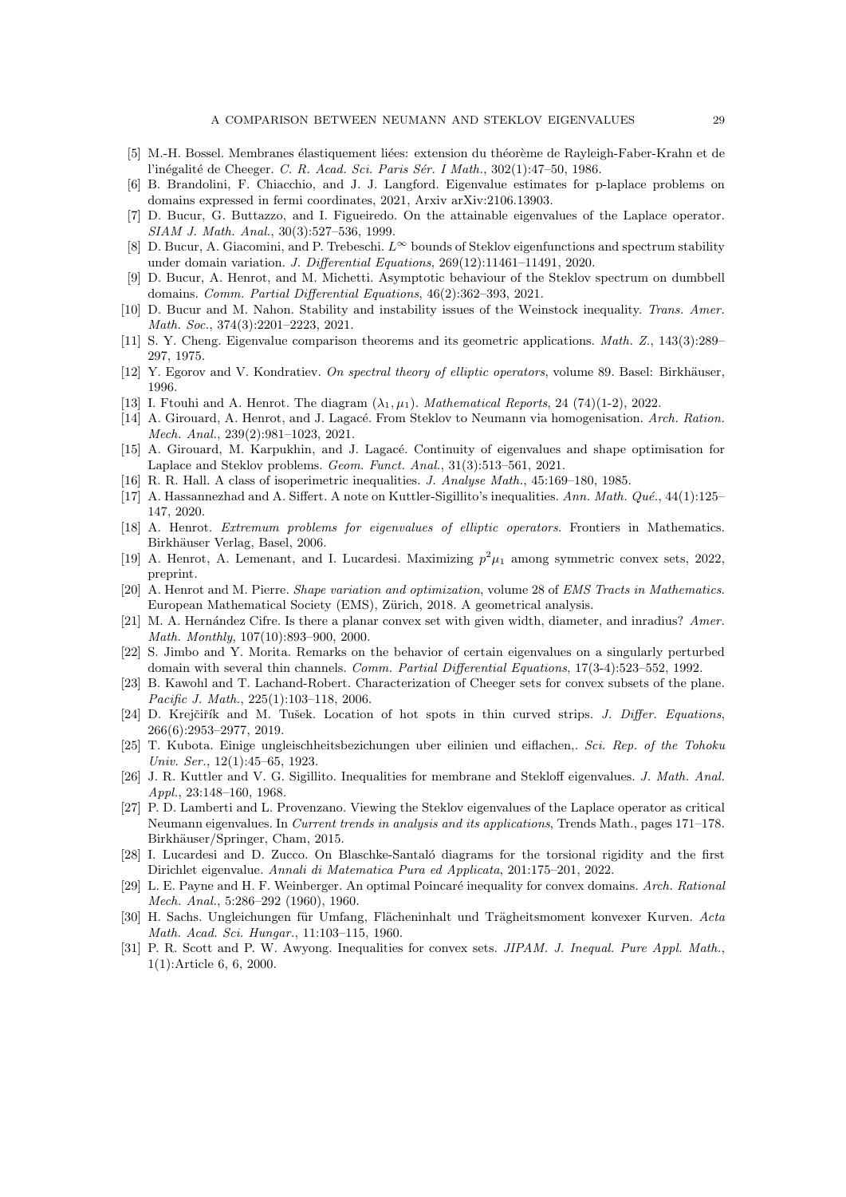[5] M.-H. Bossel. Membranes élastiquement liées: extension du théorème de Rayleigh-Faber-Krahn et de l'inégalité de Cheeger. *C. R. Acad. Sci. Paris Sér. I Math.*, 302(1):47–50, 1986.

[6] B. Brandolini, F. Chiacchio, and J. J. Langford. Eigenvalue estimates for p-laplace problems on domains expressed in fermi coordinates, 2021, Arxiv arXiv:2106.13903.

[7] D. Bucur, G. Buttazzo, and I. Figueiredo. On the attainable eigenvalues of the Laplace operator. *SIAM J. Math. Anal.*, 30(3):527–536, 1999.

[8] D. Bucur, A. Giacomini, and P. Trebeschi. $L^\infty$ bounds of Steklov eigenfunctions and spectrum stability under domain variation. *J. Differential Equations*, 269(12):11461–11491, 2020.

[9] D. Bucur, A. Henrot, and M. Michetti. Asymptotic behaviour of the Steklov spectrum on dumbbell domains. *Comm. Partial Differential Equations*, 46(2):362–393, 2021.

[10] D. Bucur and M. Nahon. Stability and instability issues of the Weinstock inequality. *Trans. Amer. Math. Soc.*, 374(3):2201–2223, 2021.

[11] S. Y. Cheng. Eigenvalue comparison theorems and its geometric applications. *Math. Z.*, 143(3):289–297, 1975.

[12] Y. Egorov and V. Kondratiev. *On spectral theory of elliptic operators*, volume 89. Basel: Birkhäuser, 1996.

[13] I. Ftouhi and A. Henrot. The diagram $(\lambda_1, \mu_1)$. *Mathematical Reports*, 24 (74)(1-2), 2022.

[14] A. Girouard, A. Henrot, and J. Lagacé. From Steklov to Neumann via homogenisation. *Arch. Ration. Mech. Anal.*, 239(2):981–1023, 2021.

[15] A. Girouard, M. Karpukhin, and J. Lagacé. Continuity of eigenvalues and shape optimisation for Laplace and Steklov problems. *Geom. Funct. Anal.*, 31(3):513–561, 2021.

[16] R. R. Hall. A class of isoperimetric inequalities. *J. Analyse Math.*, 45:169–180, 1985.

[17] A. Hassannezhad and A. Siffert. A note on Kuttler-Sigillito's inequalities. *Ann. Math. Qué.*, 44(1):125–147, 2020.

[18] A. Henrot. *Extremum problems for eigenvalues of elliptic operators*. Frontiers in Mathematics. Birkhäuser Verlag, Basel, 2006.

[19] A. Henrot, A. Lemenant, and I. Lucardesi. Maximizing $p^2\mu_1$ among symmetric convex sets, 2022, preprint.

[20] A. Henrot and M. Pierre. *Shape variation and optimization*, volume 28 of *EMS Tracts in Mathematics*. European Mathematical Society (EMS), Zürich, 2018. A geometrical analysis.

[21] M. A. Hernández Cifre. Is there a planar convex set with given width, diameter, and inradius? *Amer. Math. Monthly*, 107(10):893–900, 2000.

[22] S. Jimbo and Y. Morita. Remarks on the behavior of certain eigenvalues on a singularly perturbed domain with several thin channels. *Comm. Partial Differential Equations*, 17(3-4):523–552, 1992.

[23] B. Kawohl and T. Lachand-Robert. Characterization of Cheeger sets for convex subsets of the plane. *Pacific J. Math.*, 225(1):103–118, 2006.

[24] D. Krejčiřík and M. Tušek. Location of hot spots in thin curved strips. *J. Differ. Equations*, 266(6):2953–2977, 2019.

[25] T. Kubota. Einige ungleischheitsbezichungen uber eilinien und eiflachen,. *Sci. Rep. of the Tohoku Univ. Ser.*, 12(1):45–65, 1923.

[26] J. R. Kuttler and V. G. Sigillito. Inequalities for membrane and Stekloff eigenvalues. *J. Math. Anal. Appl.*, 23:148–160, 1968.

[27] P. D. Lamberti and L. Provenzano. Viewing the Steklov eigenvalues of the Laplace operator as critical Neumann eigenvalues. In *Current trends in analysis and its applications*, Trends Math., pages 171–178. Birkhäuser/Springer, Cham, 2015.

[28] I. Lucardesi and D. Zucco. On Blaschke-Santaló diagrams for the torsional rigidity and the first Dirichlet eigenvalue. *Annali di Matematica Pura ed Applicata*, 201:175–201, 2022.

[29] L. E. Payne and H. F. Weinberger. An optimal Poincaré inequality for convex domains. *Arch. Rational Mech. Anal.*, 5:286–292 (1960), 1960.

[30] H. Sachs. Ungleichungen für Umfang, Flächeninhalt und Trägheitsmoment konvexer Kurven. *Acta Math. Acad. Sci. Hungar.*, 11:103–115, 1960.

[31] P. R. Scott and P. W. Awyong. Inequalities for convex sets. *JIPAM. J. Inequal. Pure Appl. Math.*, 1(1):Article 6, 6, 2000.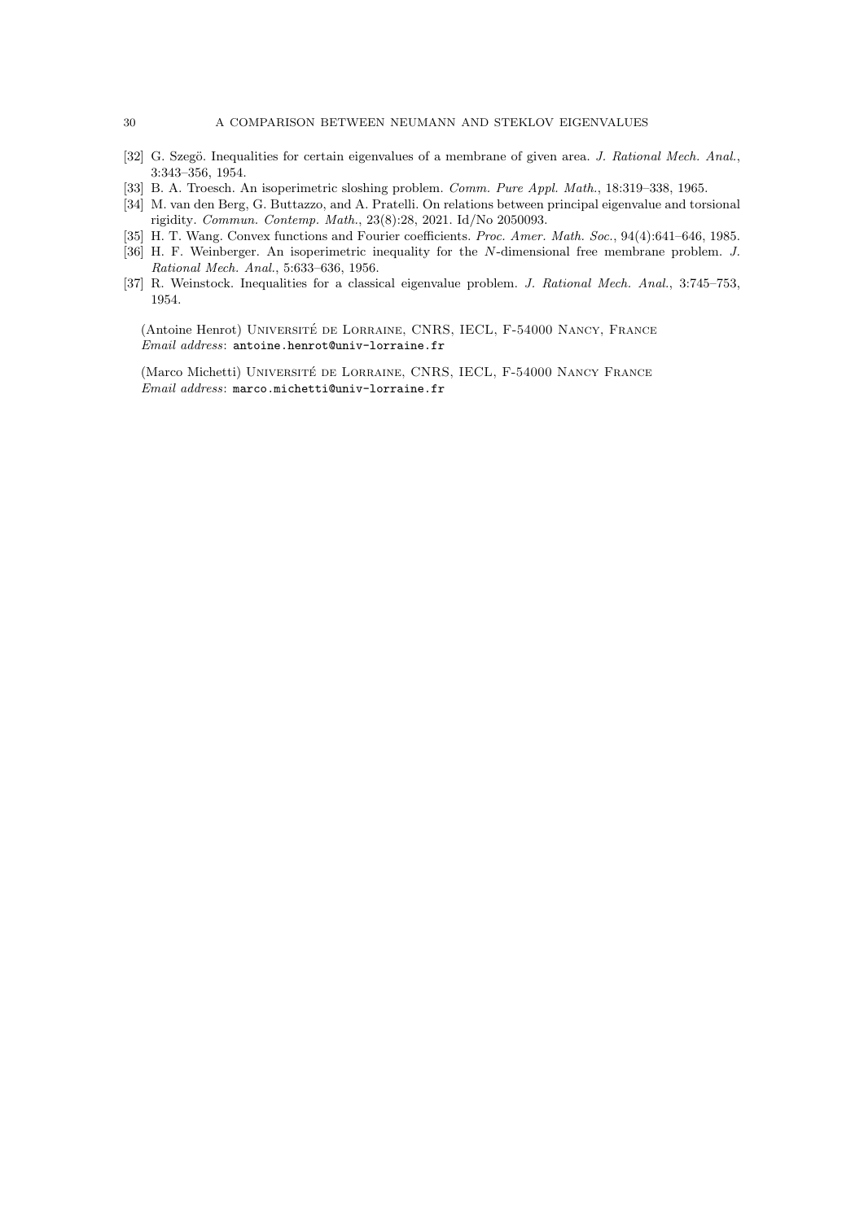[32] G. Szegö. Inequalities for certain eigenvalues of a membrane of given area. *J. Rational Mech. Anal.*, 3:343–356, 1954.

[33] B. A. Troesch. An isoperimetric sloshing problem. *Comm. Pure Appl. Math.*, 18:319–338, 1965.

[34] M. van den Berg, G. Buttazzo, and A. Pratelli. On relations between principal eigenvalue and torsional rigidity. *Commun. Contemp. Math.*, 23(8):28, 2021. Id/No 2050093.

[35] H. T. Wang. Convex functions and Fourier coefficients. *Proc. Amer. Math. Soc.*, 94(4):641–646, 1985.

[36] H. F. Weinberger. An isoperimetric inequality for the $N$-dimensional free membrane problem. *J. Rational Mech. Anal.*, 5:633–636, 1956.

[37] R. Weinstock. Inequalities for a classical eigenvalue problem. *J. Rational Mech. Anal.*, 3:745–753, 1954.

(Antoine Henrot) Université de Lorraine, CNRS, IECL, F-54000 Nancy, France
*Email address*: `antoine.henrot@univ-lorraine.fr`

(Marco Michetti) Université de Lorraine, CNRS, IECL, F-54000 Nancy France
*Email address*: `marco.michetti@univ-lorraine.fr`